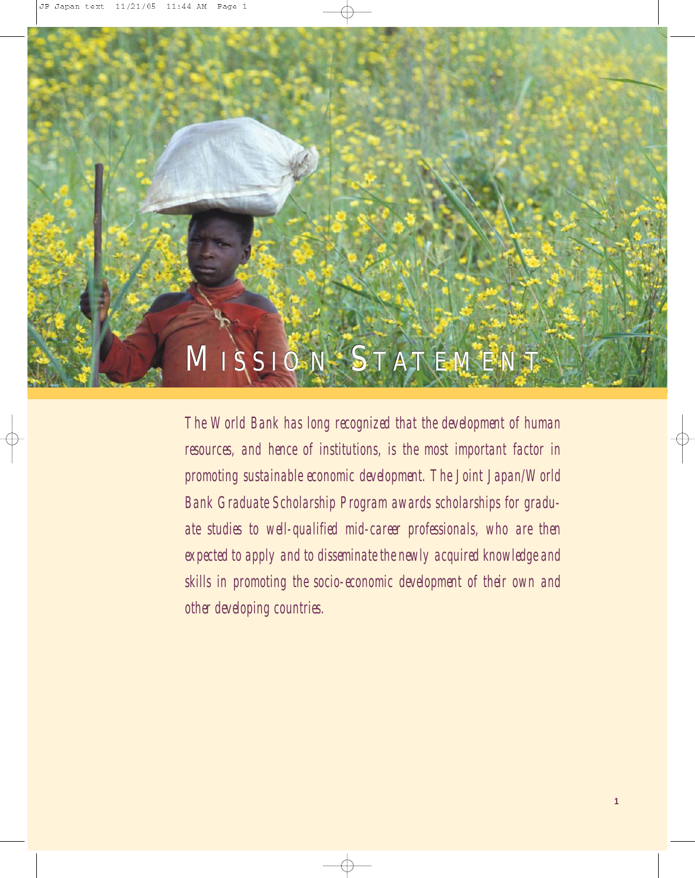# Mission Statement

*The World Bank has long recognized that the development of human resources, and hence of institutions, is the most important factor in promoting sustainable economic development. The Joint Japan/World Bank Graduate Scholarship Program awards scholarships for graduate studies to well-qualified mid-career professionals, who are then expected to apply and to disseminate the newly acquired knowledge and skills in promoting the socio-economic development of their own and other developing countries.*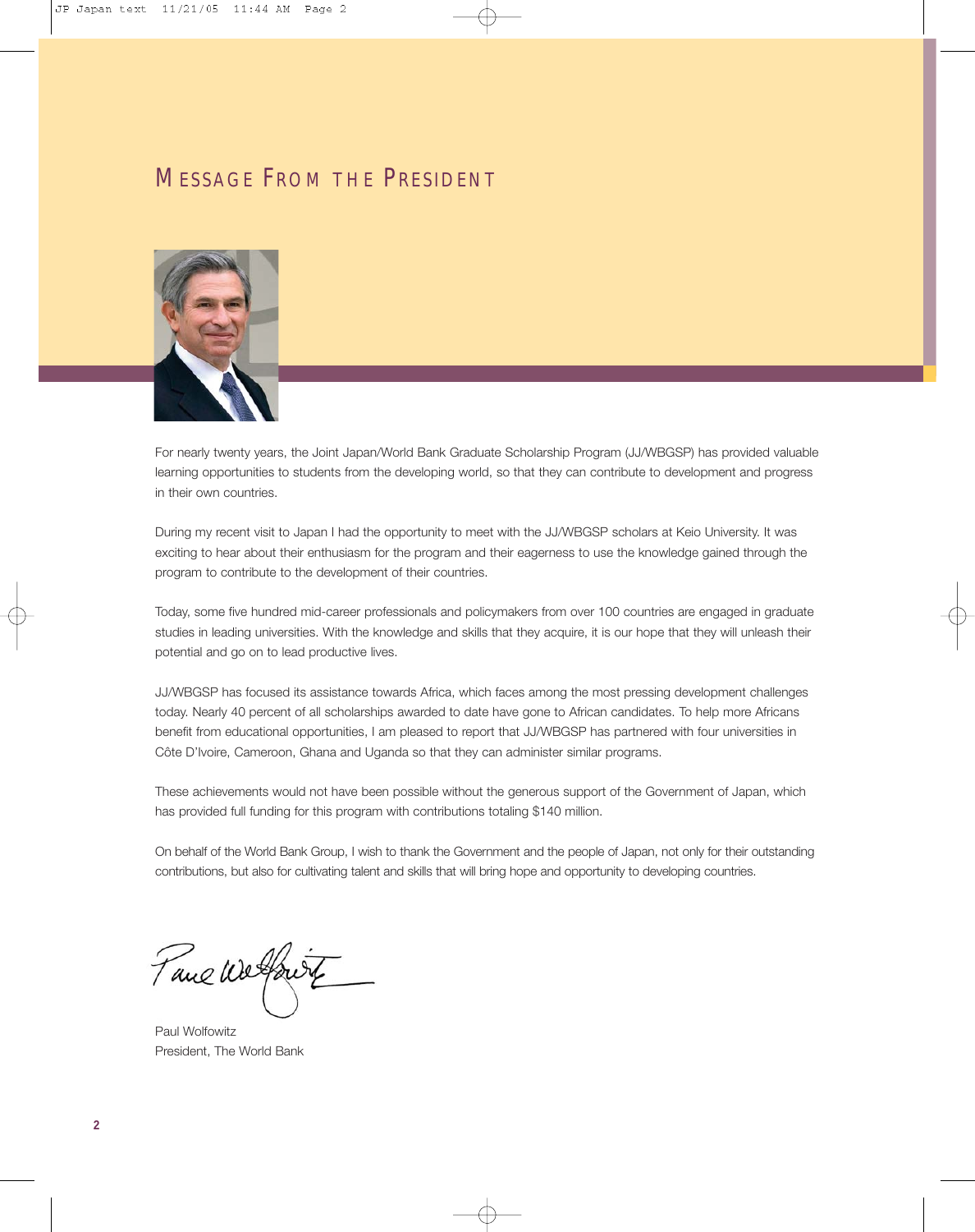# MESSAGE FROM THE PRESIDENT

For nearly twenty years, the Joint Japan/World Bank Graduate Scholarship Program (JJ/WBGSP) has provided valuable learning opportunities to students from the developing world, so that they can contribute to development and progress in their own countries.

During my recent visit to Japan I had the opportunity to meet with the JJ/WBGSP scholars at Keio University. It was exciting to hear about their enthusiasm for the program and their eagerness to use the knowledge gained through the program to contribute to the development of their countries.

Today, some five hundred mid-career professionals and policymakers from over 100 countries are engaged in graduate studies in leading universities. With the knowledge and skills that they acquire, it is our hope that they will unleash their potential and go on to lead productive lives.

JJ/WBGSP has focused its assistance towards Africa, which faces among the most pressing development challenges today. Nearly 40 percent of all scholarships awarded to date have gone to African candidates. To help more Africans benefit from educational opportunities, I am pleased to report that JJ/WBGSP has partnered with four universities in Côte D'Ivoire, Cameroon, Ghana and Uganda so that they can administer similar programs.

These achievements would not have been possible without the generous support of the Government of Japan, which has provided full funding for this program with contributions totaling $140 million.

On behalf of the World Bank Group, I wish to thank the Government and the people of Japan, not only for their outstanding contributions, but also for cultivating talent and skills that will bring hope and opportunity to developing countries.

Paul Wolfowitz
President, The World Bank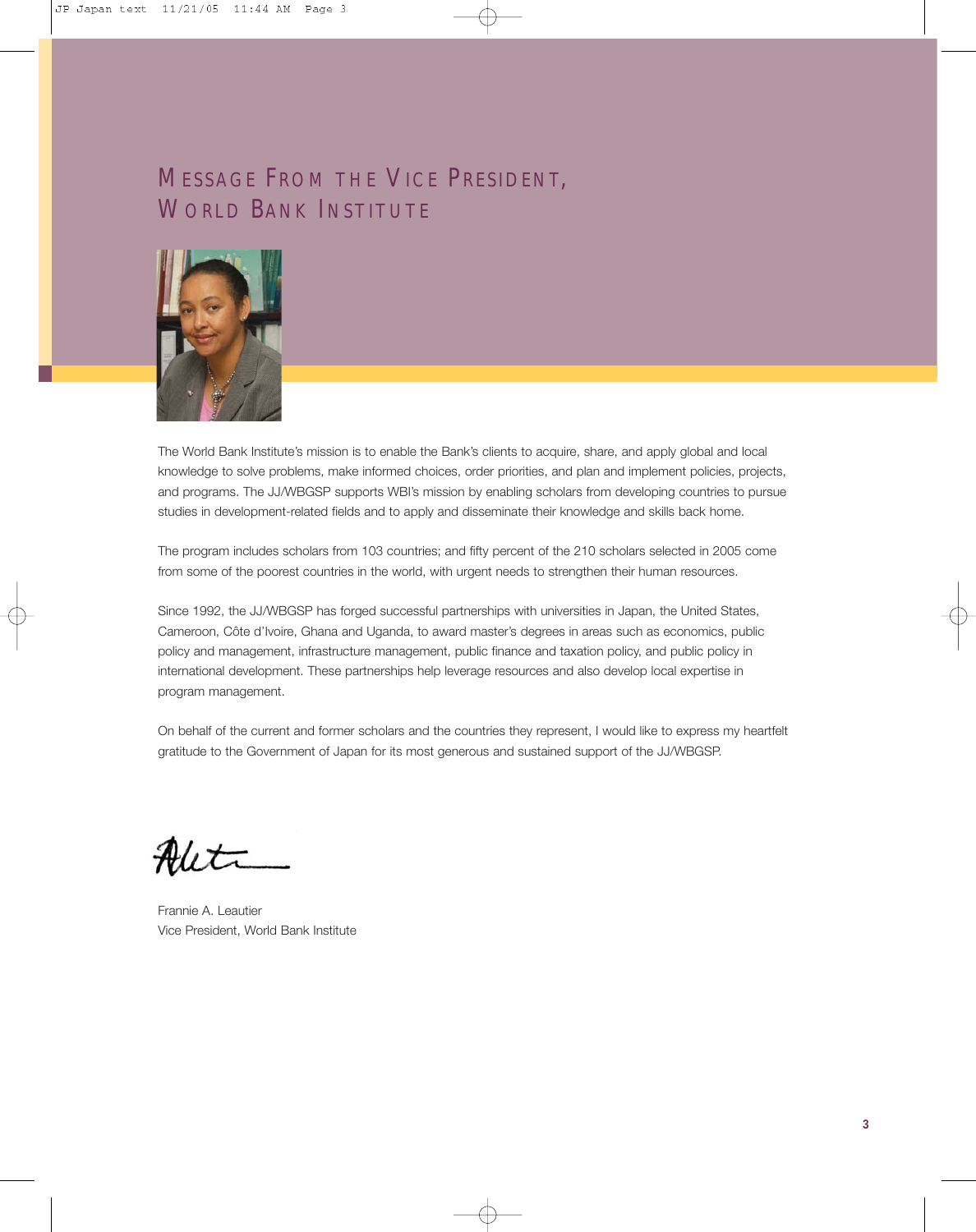# Message From the Vice President, World Bank Institute

The World Bank Institute's mission is to enable the Bank's clients to acquire, share, and apply global and local knowledge to solve problems, make informed choices, order priorities, and plan and implement policies, projects, and programs. The JJ/WBGSP supports WBI's mission by enabling scholars from developing countries to pursue studies in development-related fields and to apply and disseminate their knowledge and skills back home.

The program includes scholars from 103 countries; and fifty percent of the 210 scholars selected in 2005 come from some of the poorest countries in the world, with urgent needs to strengthen their human resources.

Since 1992, the JJ/WBGSP has forged successful partnerships with universities in Japan, the United States, Cameroon, Côte d'Ivoire, Ghana and Uganda, to award master's degrees in areas such as economics, public policy and management, infrastructure management, public finance and taxation policy, and public policy in international development. These partnerships help leverage resources and also develop local expertise in program management.

On behalf of the current and former scholars and the countries they represent, I would like to express my heartfelt gratitude to the Government of Japan for its most generous and sustained support of the JJ/WBGSP.

Frannie A. Leautier
Vice President, World Bank Institute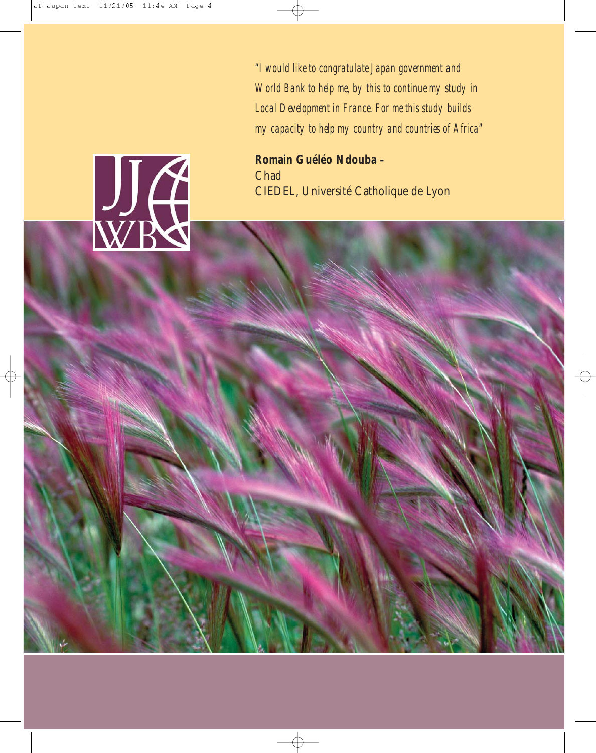*"I would like to congratulate Japan government and World Bank to help me, by this to continue my study in Local Development in France. For me this study builds my capacity to help my country and countries of Africa"*

**Romain Guéléo Ndouba –**
Chad
CIEDEL, Université Catholique de Lyon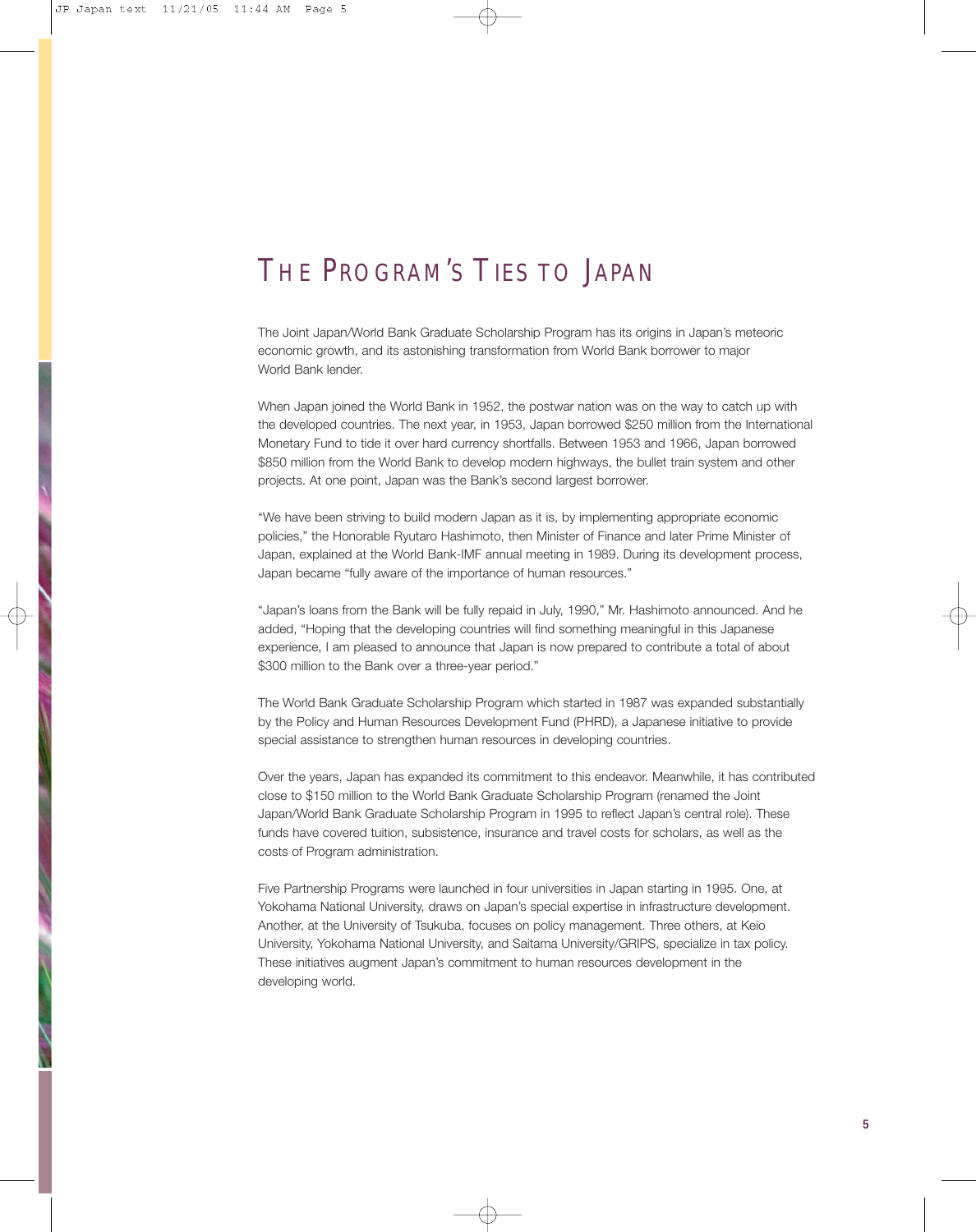# THE PROGRAM'S TIES TO JAPAN

The Joint Japan/World Bank Graduate Scholarship Program has its origins in Japan's meteoric economic growth, and its astonishing transformation from World Bank borrower to major World Bank lender.

When Japan joined the World Bank in 1952, the postwar nation was on the way to catch up with the developed countries. The next year, in 1953, Japan borrowed $250 million from the International Monetary Fund to tide it over hard currency shortfalls. Between 1953 and 1966, Japan borrowed $850 million from the World Bank to develop modern highways, the bullet train system and other projects. At one point, Japan was the Bank's second largest borrower.

"We have been striving to build modern Japan as it is, by implementing appropriate economic policies," the Honorable Ryutaro Hashimoto, then Minister of Finance and later Prime Minister of Japan, explained at the World Bank-IMF annual meeting in 1989. During its development process, Japan became "fully aware of the importance of human resources."

"Japan's loans from the Bank will be fully repaid in July, 1990," Mr. Hashimoto announced. And he added, "Hoping that the developing countries will find something meaningful in this Japanese experience, I am pleased to announce that Japan is now prepared to contribute a total of about $300 million to the Bank over a three-year period."

The World Bank Graduate Scholarship Program which started in 1987 was expanded substantially by the Policy and Human Resources Development Fund (PHRD), a Japanese initiative to provide special assistance to strengthen human resources in developing countries.

Over the years, Japan has expanded its commitment to this endeavor. Meanwhile, it has contributed close to $150 million to the World Bank Graduate Scholarship Program (renamed the Joint Japan/World Bank Graduate Scholarship Program in 1995 to reflect Japan's central role). These funds have covered tuition, subsistence, insurance and travel costs for scholars, as well as the costs of Program administration.

Five Partnership Programs were launched in four universities in Japan starting in 1995. One, at Yokohama National University, draws on Japan's special expertise in infrastructure development. Another, at the University of Tsukuba, focuses on policy management. Three others, at Keio University, Yokohama National University, and Saitama University/GRIPS, specialize in tax policy. These initiatives augment Japan's commitment to human resources development in the developing world.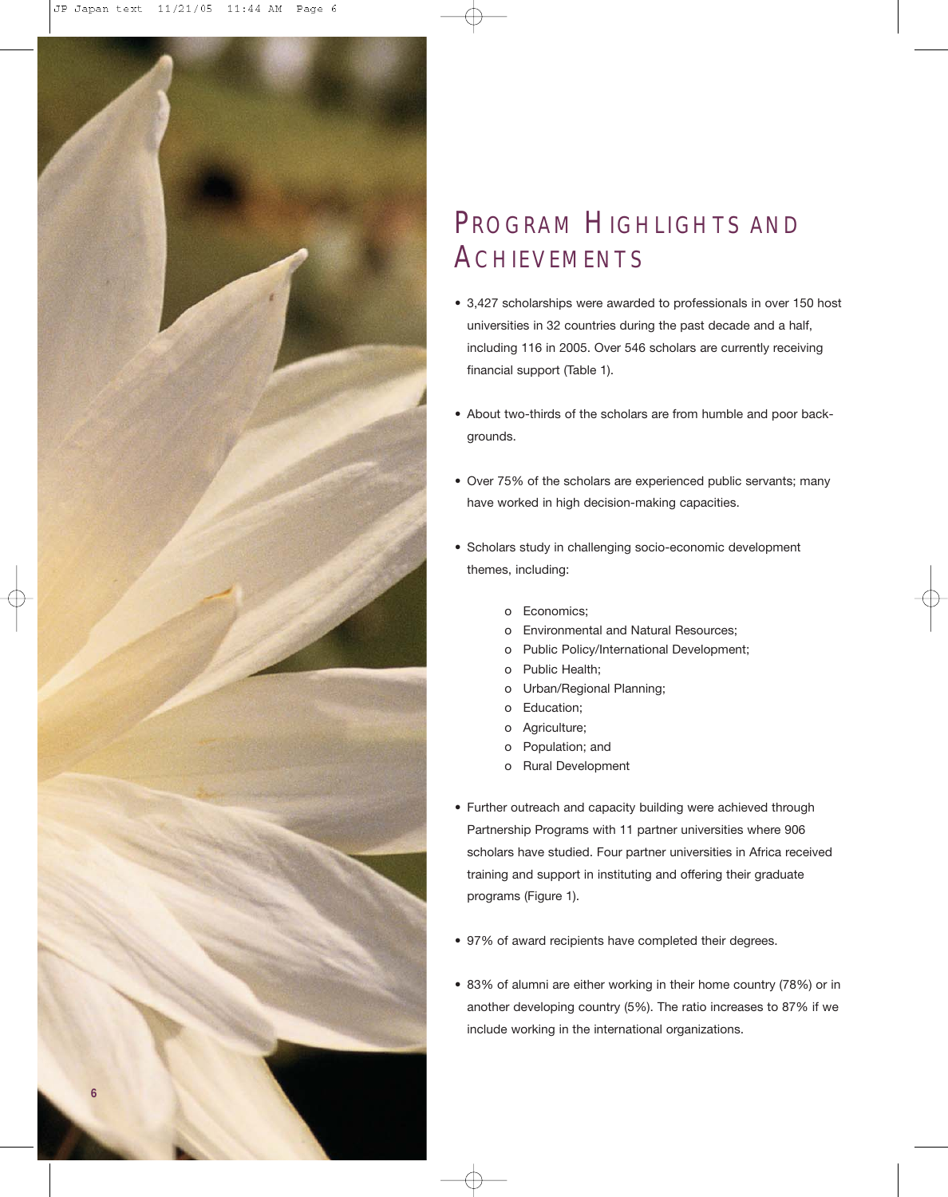# Program Highlights and Achievements

- 3,427 scholarships were awarded to professionals in over 150 host universities in 32 countries during the past decade and a half, including 116 in 2005. Over 546 scholars are currently receiving financial support (Table 1).

- About two-thirds of the scholars are from humble and poor backgrounds.

- Over 75% of the scholars are experienced public servants; many have worked in high decision-making capacities.

- Scholars study in challenging socio-economic development themes, including:

  - Economics;
  - Environmental and Natural Resources;
  - Public Policy/International Development;
  - Public Health;
  - Urban/Regional Planning;
  - Education;
  - Agriculture;
  - Population; and
  - Rural Development

- Further outreach and capacity building were achieved through Partnership Programs with 11 partner universities where 906 scholars have studied. Four partner universities in Africa received training and support in instituting and offering their graduate programs (Figure 1).

- 97% of award recipients have completed their degrees.

- 83% of alumni are either working in their home country (78%) or in another developing country (5%). The ratio increases to 87% if we include working in the international organizations.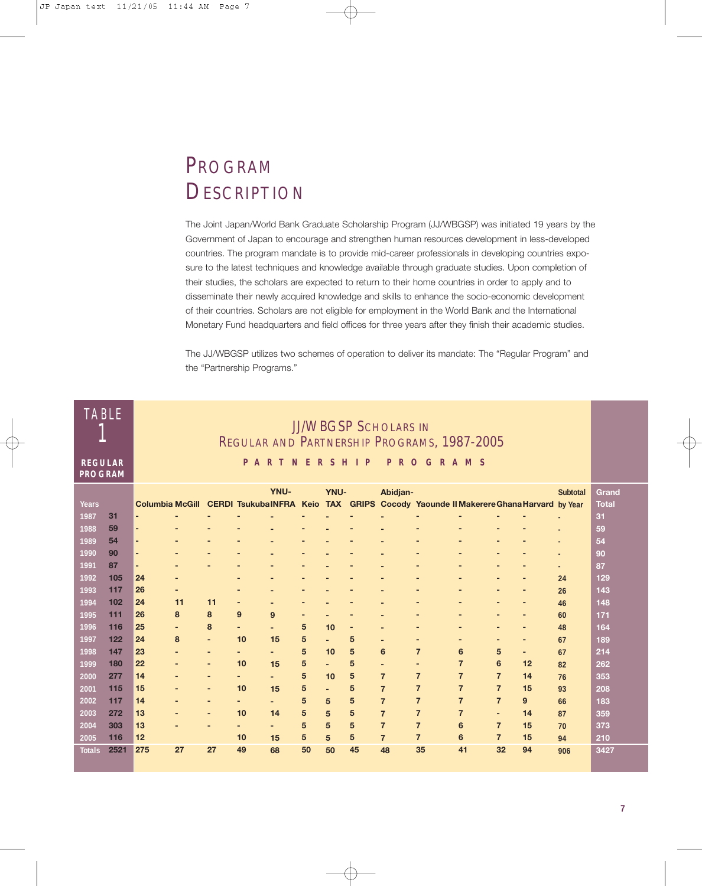# Program Description

The Joint Japan/World Bank Graduate Scholarship Program (JJ/WBGSP) was initiated 19 years by the Government of Japan to encourage and strengthen human resources development in less-developed countries. The program mandate is to provide mid-career professionals in developing countries exposure to the latest techniques and knowledge available through graduate studies. Upon completion of their studies, the scholars are expected to return to their home countries in order to apply and to disseminate their newly acquired knowledge and skills to enhance the socio-economic development of their countries. Scholars are not eligible for employment in the World Bank and the International Monetary Fund headquarters and field offices for three years after they finish their academic studies.

The JJ/WBGSP utilizes two schemes of operation to deliver its mandate: The "Regular Program" and the "Partnership Programs."

**TABLE 1**

**JJ/WBGSP Scholars in Regular and Partnership Programs, 1987-2005**

| Years | Regular Program | Partnership Programs | | | | | | | | | | | | | | Grand Total |
|---|---|---|---|---|---|---|---|---|---|---|---|---|---|---|---|---|
| | | Columbia | McGill | CERDI | Tsukuba | YNU-INFRA | Keio | YNU-TAX | GRIPS | Abidjan-Cocody | Yaounde II | Makerere | Ghana | Harvard | Subtotal by Year | |
| 1987 | 31 | - | - | - | - | - | - | - | - | - | - | - | - | - | - | 31 |
| 1988 | 59 | - | - | - | - | - | - | - | - | - | - | - | - | - | - | 59 |
| 1989 | 54 | - | - | - | - | - | - | - | - | - | - | - | - | - | - | 54 |
| 1990 | 90 | - | - | - | - | - | - | - | - | - | - | - | - | - | - | 90 |
| 1991 | 87 | - | - | - | - | - | - | - | - | - | - | - | - | - | - | 87 |
| 1992 | 105 | 24 | - | | - | - | - | - | - | - | - | - | - | - | 24 | 129 |
| 1993 | 117 | 26 | - | | - | - | - | - | - | - | - | - | - | - | 26 | 143 |
| 1994 | 102 | 24 | 11 | 11 | - | - | - | - | - | - | - | - | - | - | 46 | 148 |
| 1995 | 111 | 26 | 8 | 8 | 9 | 9 | - | - | - | - | - | - | - | - | 60 | 171 |
| 1996 | 116 | 25 | - | 8 | - | - | 5 | 10 | - | - | - | - | - | - | 48 | 164 |
| 1997 | 122 | 24 | 8 | - | 10 | 15 | 5 | - | 5 | - | - | - | - | - | 67 | 189 |
| 1998 | 147 | 23 | - | - | - | - | 5 | 10 | 5 | 6 | 7 | 6 | 5 | - | 67 | 214 |
| 1999 | 180 | 22 | - | - | 10 | 15 | 5 | - | 5 | - | - | 7 | 6 | 12 | 82 | 262 |
| 2000 | 277 | 14 | - | - | - | - | 5 | 10 | 5 | 7 | 7 | 7 | 7 | 14 | 76 | 353 |
| 2001 | 115 | 15 | - | - | 10 | 15 | 5 | - | 5 | 7 | 7 | 7 | 7 | 15 | 93 | 208 |
| 2002 | 117 | 14 | - | - | - | - | 5 | 5 | 5 | 7 | 7 | 7 | 7 | 9 | 66 | 183 |
| 2003 | 272 | 13 | - | - | 10 | 14 | 5 | 5 | 5 | 7 | 7 | 7 | - | 14 | 87 | 359 |
| 2004 | 303 | 13 | - | - | - | - | 5 | 5 | 5 | 7 | 7 | 6 | 7 | 15 | 70 | 373 |
| 2005 | 116 | 12 | | | 10 | 15 | 5 | 5 | 5 | 7 | 7 | 6 | 7 | 15 | 94 | 210 |
| Totals | 2521 | 275 | 27 | 27 | 49 | 68 | 50 | 50 | 45 | 48 | 35 | 41 | 32 | 94 | 906 | 3427 |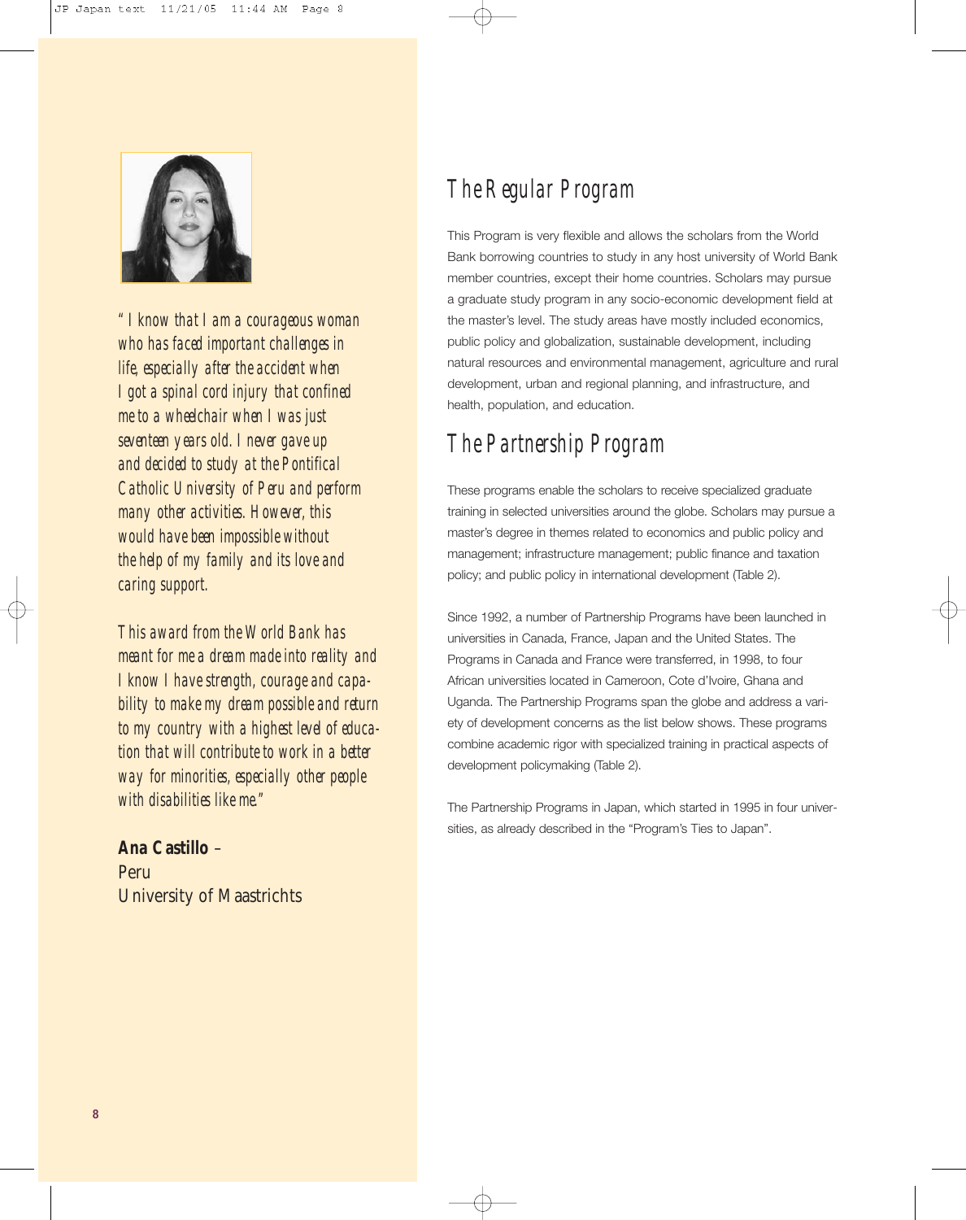*"I know that I am a courageous woman who has faced important challenges in life, especially after the accident when I got a spinal cord injury that confined me to a wheelchair when I was just seventeen years old. I never gave up and decided to study at the Pontifical Catholic University of Peru and perform many other activities. However, this would have been impossible without the help of my family and its love and caring support.*

*This award from the World Bank has meant for me a dream made into reality and I know I have strength, courage and capability to make my dream possible and return to my country with a highest level of education that will contribute to work in a better way for minorities, especially other people with disabilities like me."*

**Ana Castillo** –
Peru
University of Maastrichts

## The Regular Program

This Program is very flexible and allows the scholars from the World Bank borrowing countries to study in any host university of World Bank member countries, except their home countries. Scholars may pursue a graduate study program in any socio-economic development field at the master's level. The study areas have mostly included economics, public policy and globalization, sustainable development, including natural resources and environmental management, agriculture and rural development, urban and regional planning, and infrastructure, and health, population, and education.

## The Partnership Program

These programs enable the scholars to receive specialized graduate training in selected universities around the globe. Scholars may pursue a master's degree in themes related to economics and public policy and management; infrastructure management; public finance and taxation policy; and public policy in international development (Table 2).

Since 1992, a number of Partnership Programs have been launched in universities in Canada, France, Japan and the United States. The Programs in Canada and France were transferred, in 1998, to four African universities located in Cameroon, Cote d'Ivoire, Ghana and Uganda. The Partnership Programs span the globe and address a variety of development concerns as the list below shows. These programs combine academic rigor with specialized training in practical aspects of development policymaking (Table 2).

The Partnership Programs in Japan, which started in 1995 in four universities, as already described in the "Program's Ties to Japan".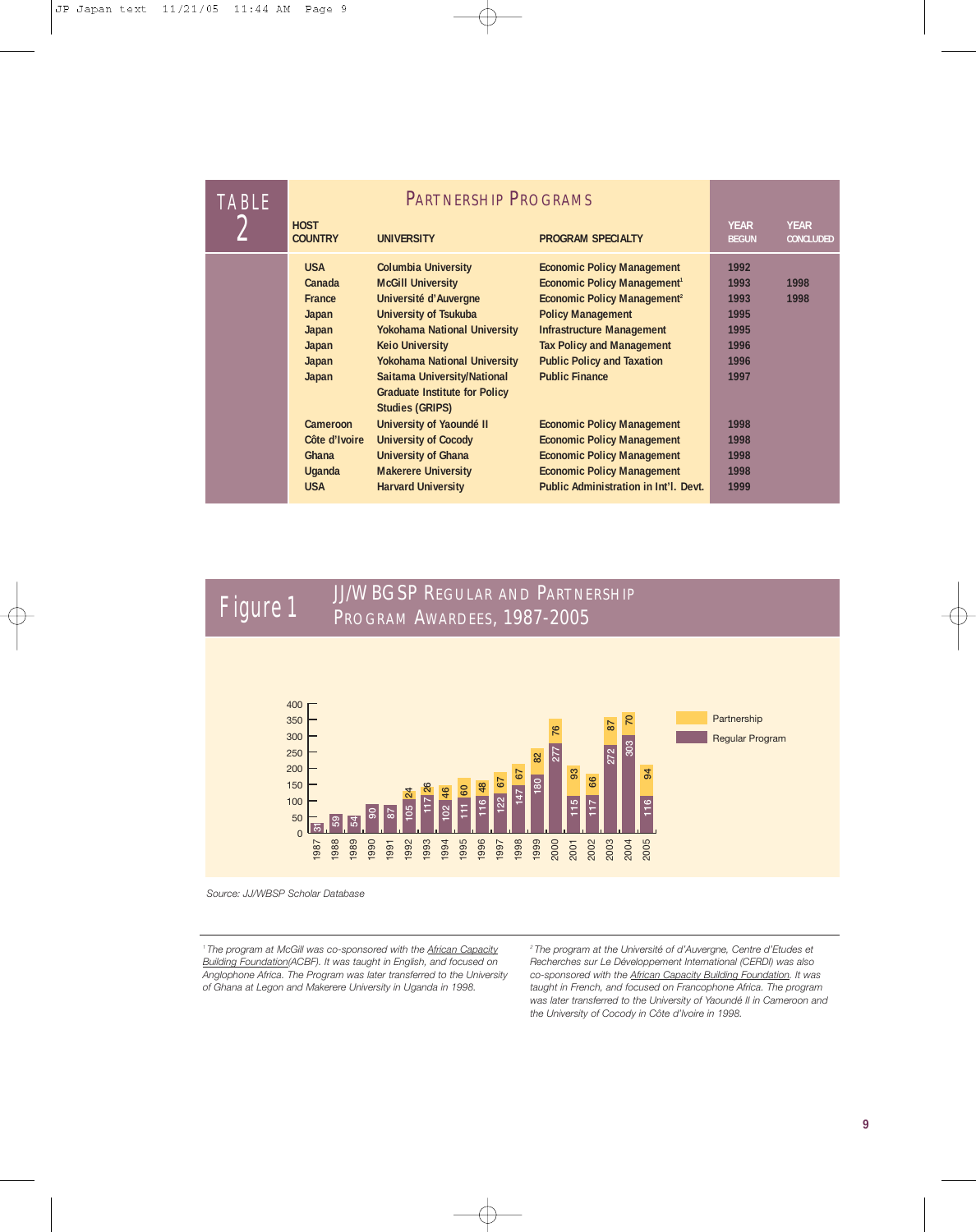## TABLE 2 — Partnership Programs

| Host Country | University | Program Specialty | Year Begun | Year Concluded |
|---|---|---|---|---|
| USA | Columbia University | Economic Policy Management | 1992 | |
| Canada | McGill University | Economic Policy Management[1] | 1993 | 1998 |
| France | Université d'Auvergne | Economic Policy Management[2] | 1993 | 1998 |
| Japan | University of Tsukuba | Policy Management | 1995 | |
| Japan | Yokohama National University | Infrastructure Management | 1995 | |
| Japan | Keio University | Tax Policy and Management | 1996 | |
| Japan | Yokohama National University | Public Policy and Taxation | 1996 | |
| Japan | Saitama University/National Graduate Institute for Policy Studies (GRIPS) | Public Finance | 1997 | |
| Cameroon | University of Yaoundé II | Economic Policy Management | 1998 | |
| Côte d'Ivoire | University of Cocody | Economic Policy Management | 1998 | |
| Ghana | University of Ghana | Economic Policy Management | 1998 | |
| Uganda | Makerere University | Economic Policy Management | 1998 | |
| USA | Harvard University | Public Administration in Int'l. Devt. | 1999 | |

## Figure 1 — JJ/WBGSP Regular and Partnership Program Awardees, 1987-2005

| Year | Regular Program | Partnership |
|---|---|---|
| 1987 | 31 | |
| 1988 | 59 | |
| 1989 | 54 | |
| 1990 | 90 | |
| 1991 | 87 | |
| 1992 | 105 | 24 |
| 1993 | 117 | 26 |
| 1994 | 102 | 46 |
| 1995 | 111 | 60 |
| 1996 | 116 | 48 |
| 1997 | 122 | 67 |
| 1998 | 147 | 67 |
| 1999 | 180 | 82 |
| 2000 | 277 | 76 |
| 2001 | 115 | 93 |
| 2002 | 117 | 66 |
| 2003 | 272 | 87 |
| 2004 | 303 | 70 |
| 2005 | 116 | 94 |

*Source: JJ/WBSP Scholar Database*

[1] *The program at McGill was co-sponsored with the African Capacity Building Foundation(ACBF). It was taught in English, and focused on Anglophone Africa. The Program was later transferred to the University of Ghana at Legon and Makerere University in Uganda in 1998.*

[2] *The program at the Université d'Auvergne, Centre d'Etudes et Recherches sur Le Développement International (CERDI) was also co-sponsored with the African Capacity Building Foundation. It was taught in French, and focused on Francophone Africa. The program was later transferred to the University of Yaoundé II in Cameroon and the University of Cocody in Côte d'Ivoire in 1998.*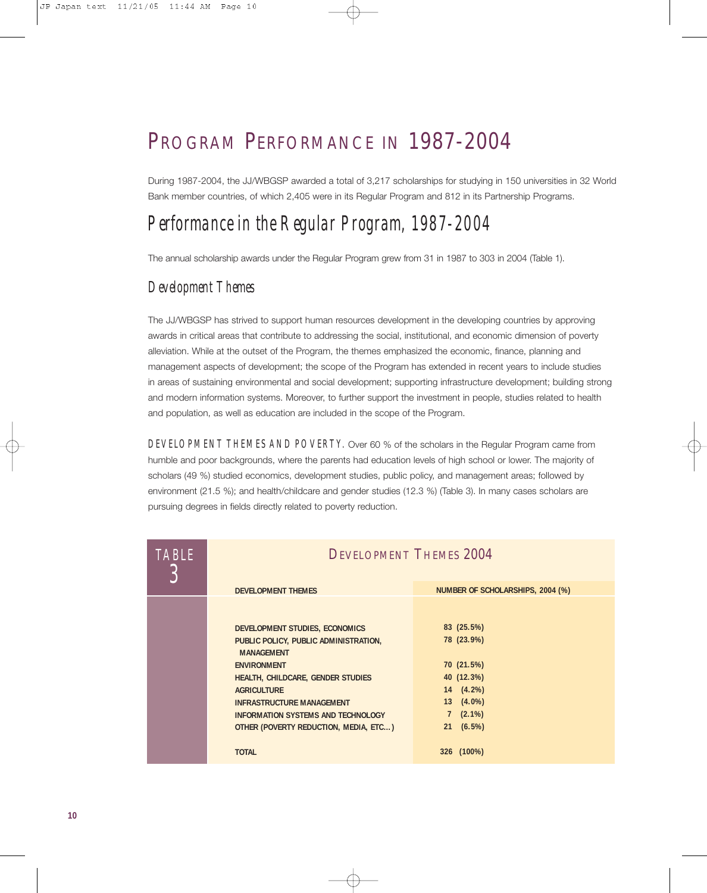# PROGRAM PERFORMANCE IN 1987-2004

During 1987-2004, the JJ/WBGSP awarded a total of 3,217 scholarships for studying in 150 universities in 32 World Bank member countries, of which 2,405 were in its Regular Program and 812 in its Partnership Programs.

## Performance in the Regular Program, 1987-2004

The annual scholarship awards under the Regular Program grew from 31 in 1987 to 303 in 2004 (Table 1).

### Development Themes

The JJ/WBGSP has strived to support human resources development in the developing countries by approving awards in critical areas that contribute to addressing the social, institutional, and economic dimension of poverty alleviation. While at the outset of the Program, the themes emphasized the economic, finance, planning and management aspects of development; the scope of the Program has extended in recent years to include studies in areas of sustaining environmental and social development; supporting infrastructure development; building strong and modern information systems. Moreover, to further support the investment in people, studies related to health and population, as well as education are included in the scope of the Program.

DEVELOPMENT THEMES AND POVERTY. Over 60 % of the scholars in the Regular Program came from humble and poor backgrounds, where the parents had education levels of high school or lower. The majority of scholars (49 %) studied economics, development studies, public policy, and management areas; followed by environment (21.5 %); and health/childcare and gender studies (12.3 %) (Table 3). In many cases scholars are pursuing degrees in fields directly related to poverty reduction.

TABLE 3 — DEVELOPMENT THEMES 2004

| DEVELOPMENT THEMES | NUMBER OF SCHOLARSHIPS, 2004 (%) |
|---|---|
| DEVELOPMENT STUDIES, ECONOMICS | 83 (25.5%) |
| PUBLIC POLICY, PUBLIC ADMINISTRATION, MANAGEMENT | 78 (23.9%) |
| ENVIRONMENT | 70 (21.5%) |
| HEALTH, CHILDCARE, GENDER STUDIES | 40 (12.3%) |
| AGRICULTURE | 14 (4.2%) |
| INFRASTRUCTURE MANAGEMENT | 13 (4.0%) |
| INFORMATION SYSTEMS AND TECHNOLOGY | 7 (2.1%) |
| OTHER (POVERTY REDUCTION, MEDIA, ETC...) | 21 (6.5%) |
| TOTAL | 326 (100%) |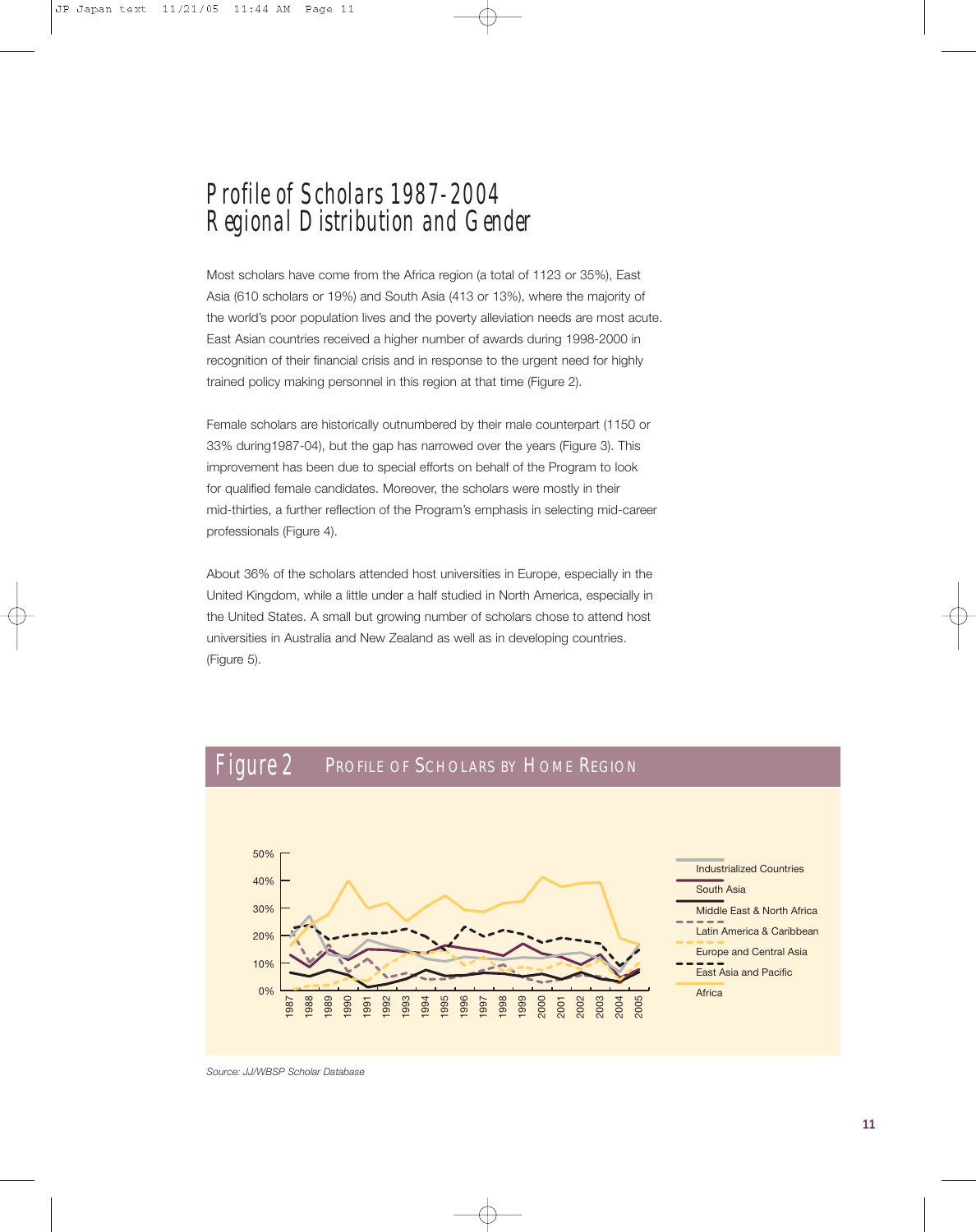# Profile of Scholars 1987-2004
# Regional Distribution and Gender

Most scholars have come from the Africa region (a total of 1123 or 35%), East Asia (610 scholars or 19%) and South Asia (413 or 13%), where the majority of the world's poor population lives and the poverty alleviation needs are most acute. East Asian countries received a higher number of awards during 1998-2000 in recognition of their financial crisis and in response to the urgent need for highly trained policy making personnel in this region at that time (Figure 2).

Female scholars are historically outnumbered by their male counterpart (1150 or 33% during1987-04), but the gap has narrowed over the years (Figure 3). This improvement has been due to special efforts on behalf of the Program to look for qualified female candidates. Moreover, the scholars were mostly in their mid-thirties, a further reflection of the Program's emphasis in selecting mid-career professionals (Figure 4).

About 36% of the scholars attended host universities in Europe, especially in the United Kingdom, while a little under a half studied in North America, especially in the United States. A small but growing number of scholars chose to attend host universities in Australia and New Zealand as well as in developing countries. (Figure 5).

## Figure 2 Profile of Scholars by Home Region

Legend: Industrialized Countries; South Asia; Middle East & North Africa; Latin America & Caribbean; Europe and Central Asia; East Asia and Pacific; Africa

*Source: JJ/WBSP Scholar Database*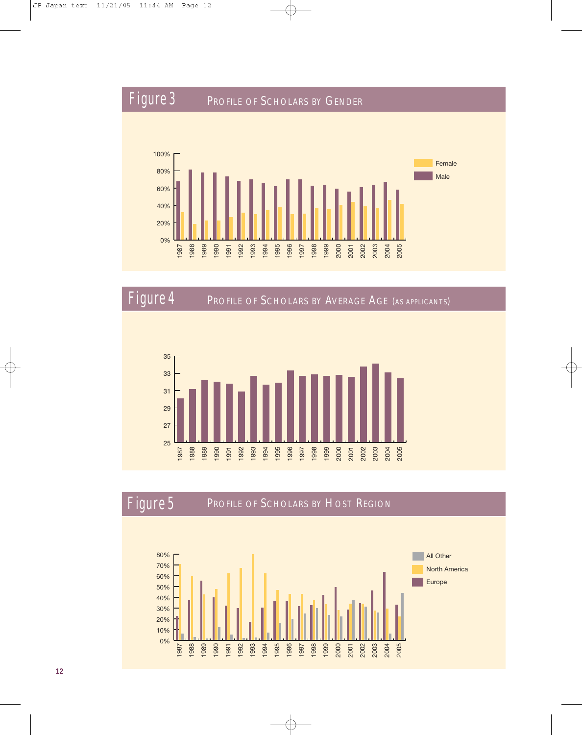## Figure 3 PROFILE OF SCHOLARS BY GENDER

100%
80%
60%
40%
20%
0%

1987 1988 1989 1990 1991 1992 1993 1994 1995 1996 1997 1998 1999 2000 2001 2002 2003 2004 2005

Female
Male

## Figure 4 PROFILE OF SCHOLARS BY AVERAGE AGE (AS APPLICANTS)

35
33
31
29
27
25

1987 1988 1989 1990 1991 1992 1993 1994 1995 1996 1997 1998 1999 2000 2001 2002 2003 2004 2005

## Figure 5 PROFILE OF SCHOLARS BY HOST REGION

80%
70%
60%
50%
40%
30%
20%
10%
0%

1987 1988 1989 1990 1991 1992 1993 1994 1995 1996 1997 1998 1999 2000 2001 2002 2003 2004 2005

All Other
North America
Europe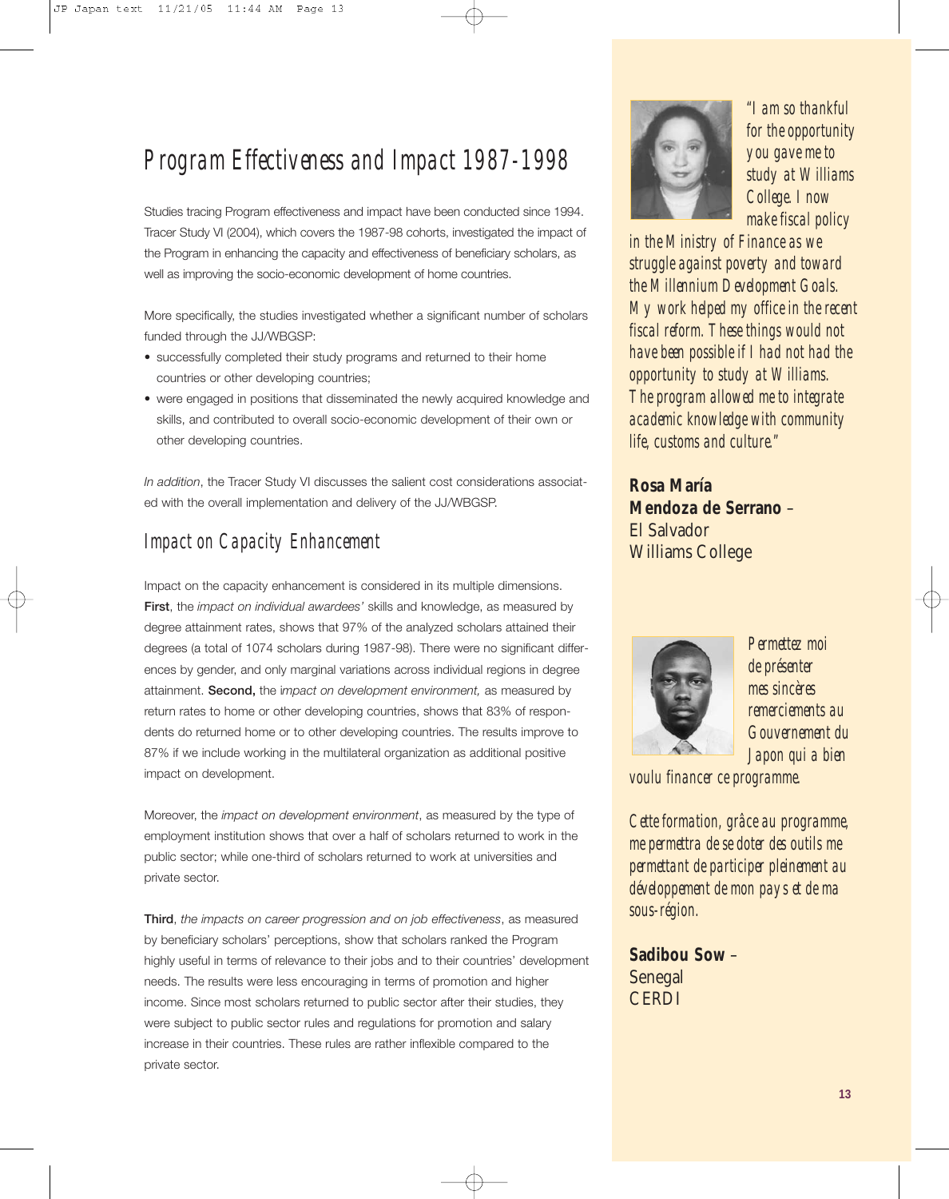# Program Effectiveness and Impact 1987-1998

Studies tracing Program effectiveness and impact have been conducted since 1994. Tracer Study VI (2004), which covers the 1987-98 cohorts, investigated the impact of the Program in enhancing the capacity and effectiveness of beneficiary scholars, as well as improving the socio-economic development of home countries.

More specifically, the studies investigated whether a significant number of scholars funded through the JJ/WBGSP:

- successfully completed their study programs and returned to their home countries or other developing countries;
- were engaged in positions that disseminated the newly acquired knowledge and skills, and contributed to overall socio-economic development of their own or other developing countries.

*In addition*, the Tracer Study VI discusses the salient cost considerations associated with the overall implementation and delivery of the JJ/WBGSP.

## Impact on Capacity Enhancement

Impact on the capacity enhancement is considered in its multiple dimensions. **First**, the *impact on individual awardees'* skills and knowledge, as measured by degree attainment rates, shows that 97% of the analyzed scholars attained their degrees (a total of 1074 scholars during 1987-98). There were no significant differences by gender, and only marginal variations across individual regions in degree attainment. **Second,** the *impact on development environment,* as measured by return rates to home or other developing countries, shows that 83% of respondents do returned home or to other developing countries. The results improve to 87% if we include working in the multilateral organization as additional positive impact on development.

Moreover, the *impact on development environment*, as measured by the type of employment institution shows that over a half of scholars returned to work in the public sector; while one-third of scholars returned to work at universities and private sector.

**Third**, *the impacts on career progression and on job effectiveness*, as measured by beneficiary scholars' perceptions, show that scholars ranked the Program highly useful in terms of relevance to their jobs and to their countries' development needs. The results were less encouraging in terms of promotion and higher income. Since most scholars returned to public sector after their studies, they were subject to public sector rules and regulations for promotion and salary increase in their countries. These rules are rather inflexible compared to the private sector.

*"I am so thankful for the opportunity you gave me to study at Williams College. I now make fiscal policy in the Ministry of Finance as we struggle against poverty and toward the Millennium Development Goals. My work helped my office in the recent fiscal reform. These things would not have been possible if I had not had the opportunity to study at Williams. The program allowed me to integrate academic knowledge with community life, customs and culture."*

**Rosa María Mendoza de Serrano** –
El Salvador
Williams College

*Permettez moi de présenter mes sincères remerciements au Gouvernement du Japon qui a bien voulu financer ce programme.*

*Cette formation, grâce au programme, me permettra de se doter des outils me permettant de participer pleinement au développement de mon pays et de ma sous-région.*

**Sadibou Sow** –
Senegal
CERDI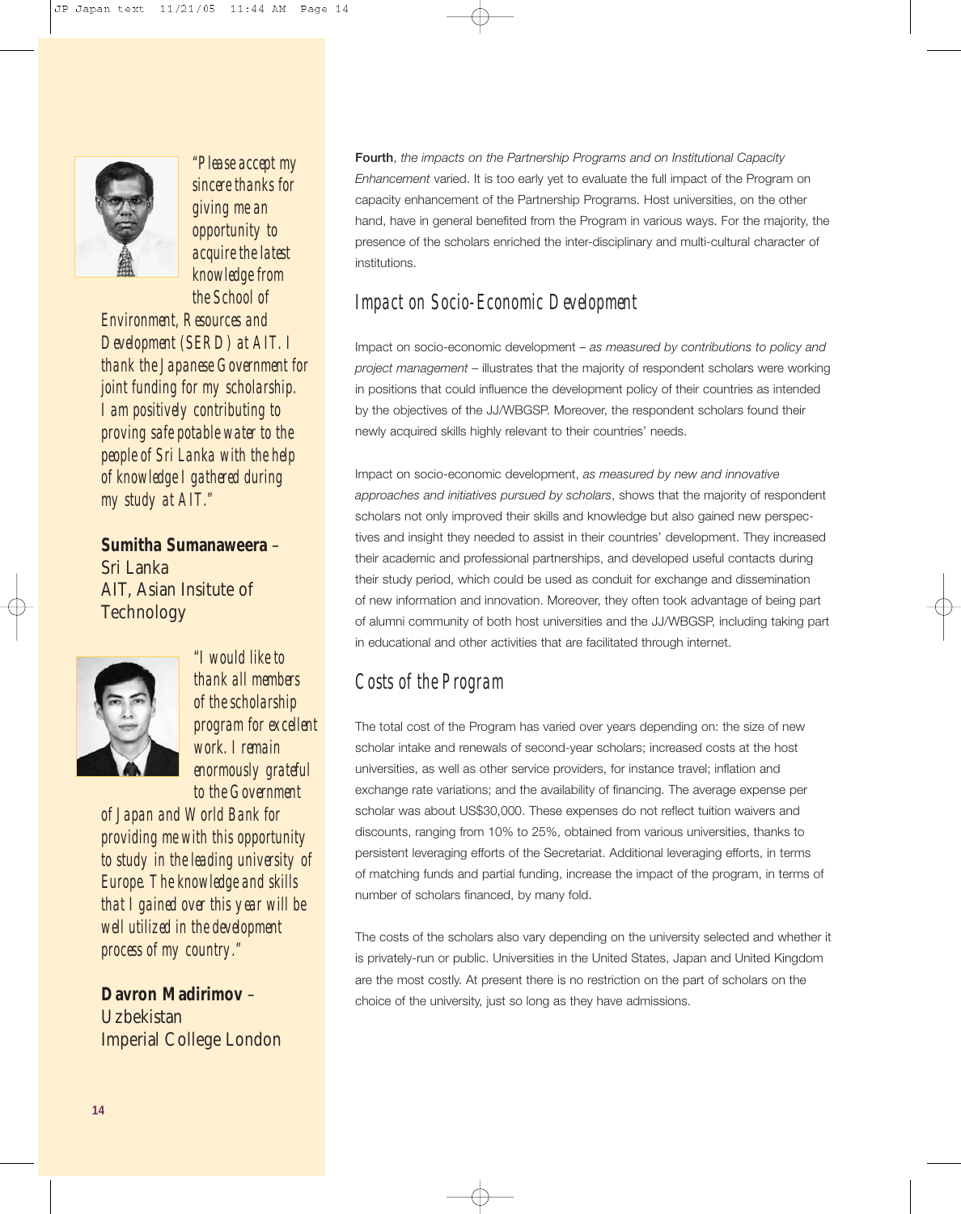*"Please accept my sincere thanks for giving me an opportunity to acquire the latest knowledge from the School of Environment, Resources and Development (SERD) at AIT. I thank the Japanese Government for joint funding for my scholarship. I am positively contributing to proving safe potable water to the people of Sri Lanka with the help of knowledge I gathered during my study at AIT."*

**Sumitha Sumanaweera** –
Sri Lanka
AIT, Asian Insitute of Technology

*"I would like to thank all members of the scholarship program for excellent work. I remain enormously grateful to the Government of Japan and World Bank for providing me with this opportunity to study in the leading university of Europe. The knowledge and skills that I gained over this year will be well utilized in the development process of my country."*

**Davron Madirimov** –
Uzbekistan
Imperial College London

**Fourth**, *the impacts on the Partnership Programs and on Institutional Capacity Enhancement* varied. It is too early yet to evaluate the full impact of the Program on capacity enhancement of the Partnership Programs. Host universities, on the other hand, have in general benefited from the Program in various ways. For the majority, the presence of the scholars enriched the inter-disciplinary and multi-cultural character of institutions.

## Impact on Socio-Economic Development

Impact on socio-economic development – *as measured by contributions to policy and project management* – illustrates that the majority of respondent scholars were working in positions that could influence the development policy of their countries as intended by the objectives of the JJ/WBGSP. Moreover, the respondent scholars found their newly acquired skills highly relevant to their countries' needs.

Impact on socio-economic development, *as measured by new and innovative approaches and initiatives pursued by scholars*, shows that the majority of respondent scholars not only improved their skills and knowledge but also gained new perspectives and insight they needed to assist in their countries' development. They increased their academic and professional partnerships, and developed useful contacts during their study period, which could be used as conduit for exchange and dissemination of new information and innovation. Moreover, they often took advantage of being part of alumni community of both host universities and the JJ/WBGSP, including taking part in educational and other activities that are facilitated through internet.

## Costs of the Program

The total cost of the Program has varied over years depending on: the size of new scholar intake and renewals of second-year scholars; increased costs at the host universities, as well as other service providers, for instance travel; inflation and exchange rate variations; and the availability of financing. The average expense per scholar was about US$30,000. These expenses do not reflect tuition waivers and discounts, ranging from 10% to 25%, obtained from various universities, thanks to persistent leveraging efforts of the Secretariat. Additional leveraging efforts, in terms of matching funds and partial funding, increase the impact of the program, in terms of number of scholars financed, by many fold.

The costs of the scholars also vary depending on the university selected and whether it is privately-run or public. Universities in the United States, Japan and United Kingdom are the most costly. At present there is no restriction on the part of scholars on the choice of the university, just so long as they have admissions.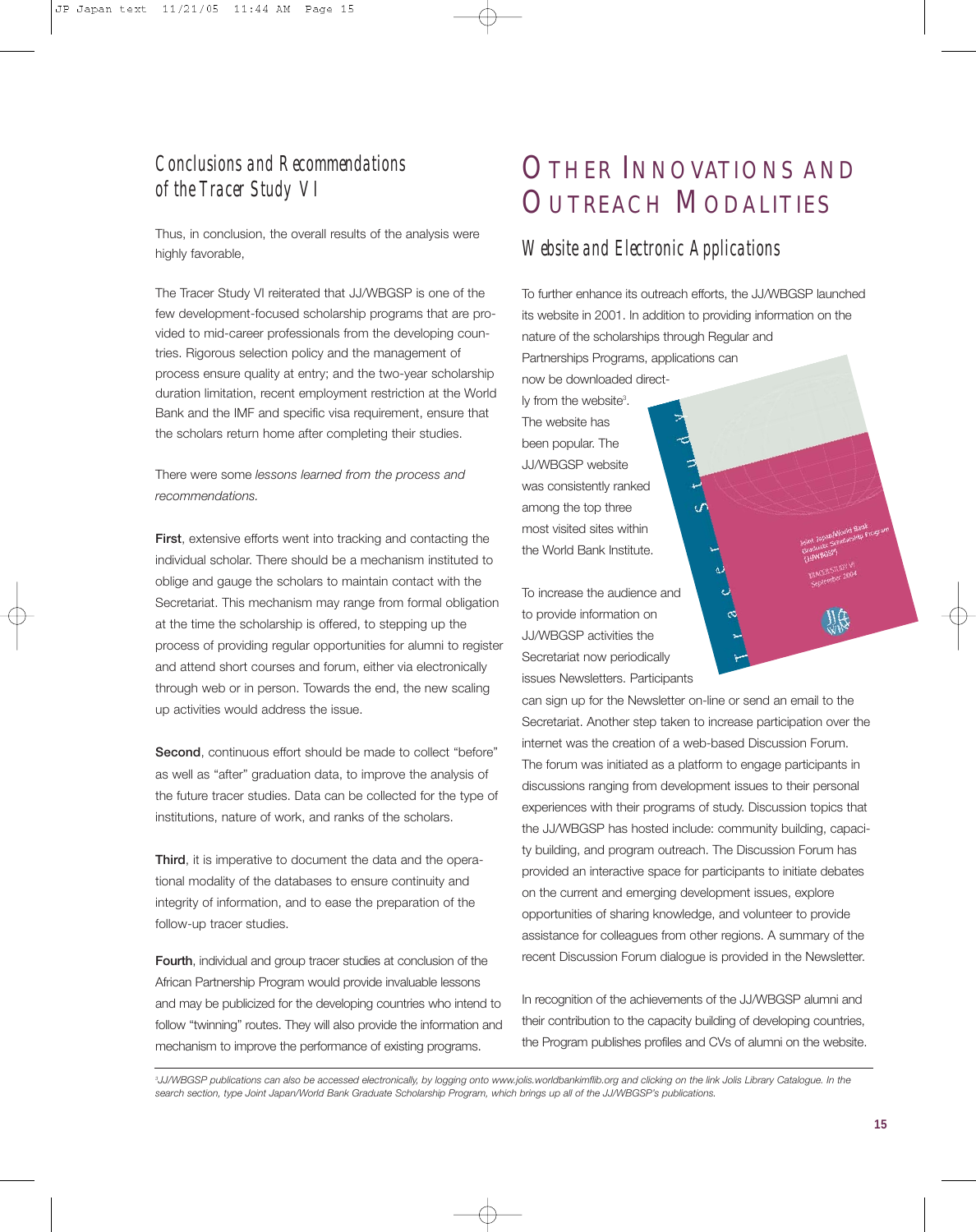## Conclusions and Recommendations of the Tracer Study VI

Thus, in conclusion, the overall results of the analysis were highly favorable,

The Tracer Study VI reiterated that JJ/WBGSP is one of the few development-focused scholarship programs that are provided to mid-career professionals from the developing countries. Rigorous selection policy and the management of process ensure quality at entry; and the two-year scholarship duration limitation, recent employment restriction at the World Bank and the IMF and specific visa requirement, ensure that the scholars return home after completing their studies.

There were some *lessons learned from the process and recommendations.*

**First**, extensive efforts went into tracking and contacting the individual scholar. There should be a mechanism instituted to oblige and gauge the scholars to maintain contact with the Secretariat. This mechanism may range from formal obligation at the time the scholarship is offered, to stepping up the process of providing regular opportunities for alumni to register and attend short courses and forum, either via electronically through web or in person. Towards the end, the new scaling up activities would address the issue.

**Second**, continuous effort should be made to collect "before" as well as "after" graduation data, to improve the analysis of the future tracer studies. Data can be collected for the type of institutions, nature of work, and ranks of the scholars.

**Third**, it is imperative to document the data and the operational modality of the databases to ensure continuity and integrity of information, and to ease the preparation of the follow-up tracer studies.

**Fourth**, individual and group tracer studies at conclusion of the African Partnership Program would provide invaluable lessons and may be publicized for the developing countries who intend to follow "twinning" routes. They will also provide the information and mechanism to improve the performance of existing programs.

# Other Innovations and Outreach Modalities

## Website and Electronic Applications

To further enhance its outreach efforts, the JJ/WBGSP launched its website in 2001. In addition to providing information on the nature of the scholarships through Regular and Partnerships Programs, applications can now be downloaded directly from the website[3]. The website has been popular. The JJ/WBGSP website was consistently ranked among the top three most visited sites within the World Bank Institute.

To increase the audience and to provide information on JJ/WBGSP activities the Secretariat now periodically issues Newsletters. Participants can sign up for the Newsletter on-line or send an email to the Secretariat. Another step taken to increase participation over the internet was the creation of a web-based Discussion Forum. The forum was initiated as a platform to engage participants in discussions ranging from development issues to their personal experiences with their programs of study. Discussion topics that the JJ/WBGSP has hosted include: community building, capacity building, and program outreach. The Discussion Forum has provided an interactive space for participants to initiate debates on the current and emerging development issues, explore opportunities of sharing knowledge, and volunteer to provide assistance for colleagues from other regions. A summary of the recent Discussion Forum dialogue is provided in the Newsletter.

In recognition of the achievements of the JJ/WBGSP alumni and their contribution to the capacity building of developing countries, the Program publishes profiles and CVs of alumni on the website.

---

[3] *JJ/WBGSP publications can also be accessed electronically, by logging onto www.jolis.worldbankimflib.org and clicking on the link Jolis Library Catalogue. In the search section, type Joint Japan/World Bank Graduate Scholarship Program, which brings up all of the JJ/WBGSP's publications.*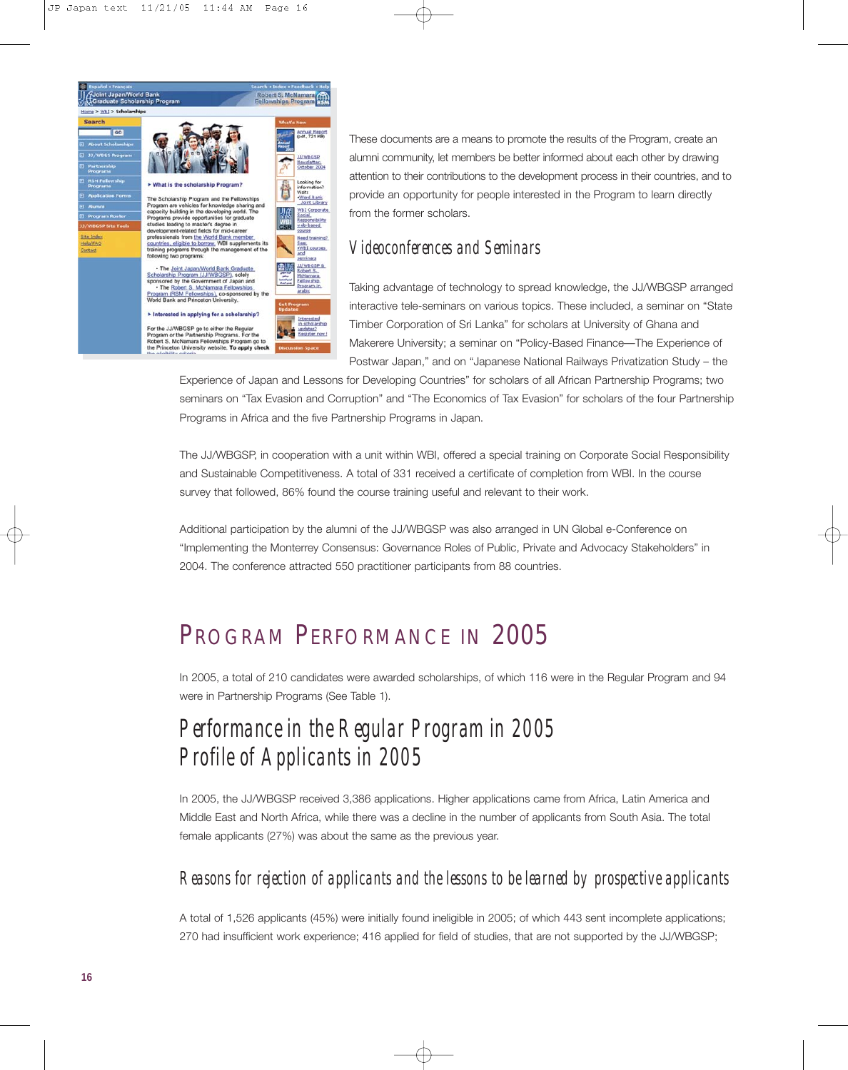These documents are a means to promote the results of the Program, create an alumni community, let members be better informed about each other by drawing attention to their contributions to the development process in their countries, and to provide an opportunity for people interested in the Program to learn directly from the former scholars.

### Videoconferences and Seminars

Taking advantage of technology to spread knowledge, the JJ/WBGSP arranged interactive tele-seminars on various topics. These included, a seminar on "State Timber Corporation of Sri Lanka" for scholars at University of Ghana and Makerere University; a seminar on "Policy-Based Finance—The Experience of Postwar Japan," and on "Japanese National Railways Privatization Study – the Experience of Japan and Lessons for Developing Countries" for scholars of all African Partnership Programs; two seminars on "Tax Evasion and Corruption" and "The Economics of Tax Evasion" for scholars of the four Partnership Programs in Africa and the five Partnership Programs in Japan.

The JJ/WBGSP, in cooperation with a unit within WBI, offered a special training on Corporate Social Responsibility and Sustainable Competitiveness. A total of 331 received a certificate of completion from WBI. In the course survey that followed, 86% found the course training useful and relevant to their work.

Additional participation by the alumni of the JJ/WBGSP was also arranged in UN Global e-Conference on "Implementing the Monterrey Consensus: Governance Roles of Public, Private and Advocacy Stakeholders" in 2004. The conference attracted 550 practitioner participants from 88 countries.

## Program Performance in 2005

In 2005, a total of 210 candidates were awarded scholarships, of which 116 were in the Regular Program and 94 were in Partnership Programs (See Table 1).

### Performance in the Regular Program in 2005
### Profile of Applicants in 2005

In 2005, the JJ/WBGSP received 3,386 applications. Higher applications came from Africa, Latin America and Middle East and North Africa, while there was a decline in the number of applicants from South Asia. The total female applicants (27%) was about the same as the previous year.

#### Reasons for rejection of applicants and the lessons to be learned by prospective applicants

A total of 1,526 applicants (45%) were initially found ineligible in 2005; of which 443 sent incomplete applications; 270 had insufficient work experience; 416 applied for field of studies, that are not supported by the JJ/WBGSP;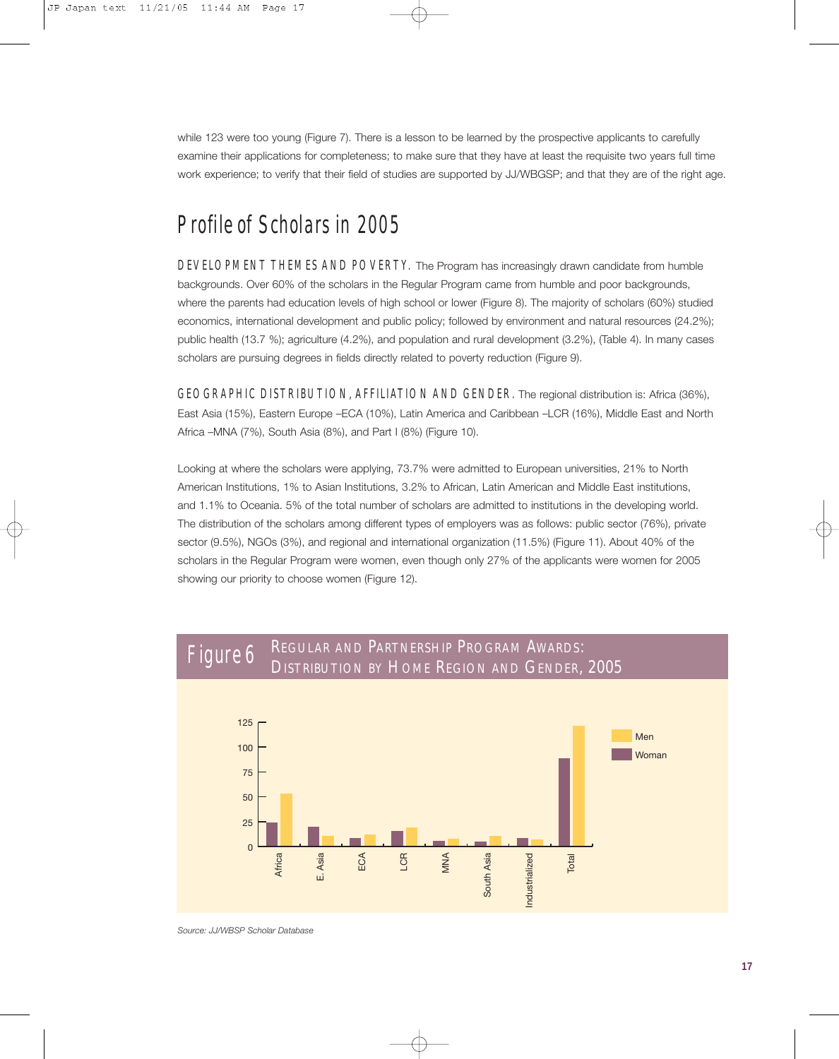while 123 were too young (Figure 7). There is a lesson to be learned by the prospective applicants to carefully examine their applications for completeness; to make sure that they have at least the requisite two years full time work experience; to verify that their field of studies are supported by JJ/WBGSP; and that they are of the right age.

## Profile of Scholars in 2005

DEVELOPMENT THEMES AND POVERTY. The Program has increasingly drawn candidate from humble backgrounds. Over 60% of the scholars in the Regular Program came from humble and poor backgrounds, where the parents had education levels of high school or lower (Figure 8). The majority of scholars (60%) studied economics, international development and public policy; followed by environment and natural resources (24.2%); public health (13.7 %); agriculture (4.2%), and population and rural development (3.2%), (Table 4). In many cases scholars are pursuing degrees in fields directly related to poverty reduction (Figure 9).

GEOGRAPHIC DISTRIBUTION, AFFILIATION AND GENDER. The regional distribution is: Africa (36%), East Asia (15%), Eastern Europe –ECA (10%), Latin America and Caribbean –LCR (16%), Middle East and North Africa –MNA (7%), South Asia (8%), and Part I (8%) (Figure 10).

Looking at where the scholars were applying, 73.7% were admitted to European universities, 21% to North American Institutions, 1% to Asian Institutions, 3.2% to African, Latin American and Middle East institutions, and 1.1% to Oceania. 5% of the total number of scholars are admitted to institutions in the developing world. The distribution of the scholars among different types of employers was as follows: public sector (76%), private sector (9.5%), NGOs (3%), and regional and international organization (11.5%) (Figure 11). About 40% of the scholars in the Regular Program were women, even though only 27% of the applicants were women for 2005 showing our priority to choose women (Figure 12).

**Figure 6** REGULAR AND PARTNERSHIP PROGRAM AWARDS: DISTRIBUTION BY HOME REGION AND GENDER, 2005

*Source: JJ/WBSP Scholar Database*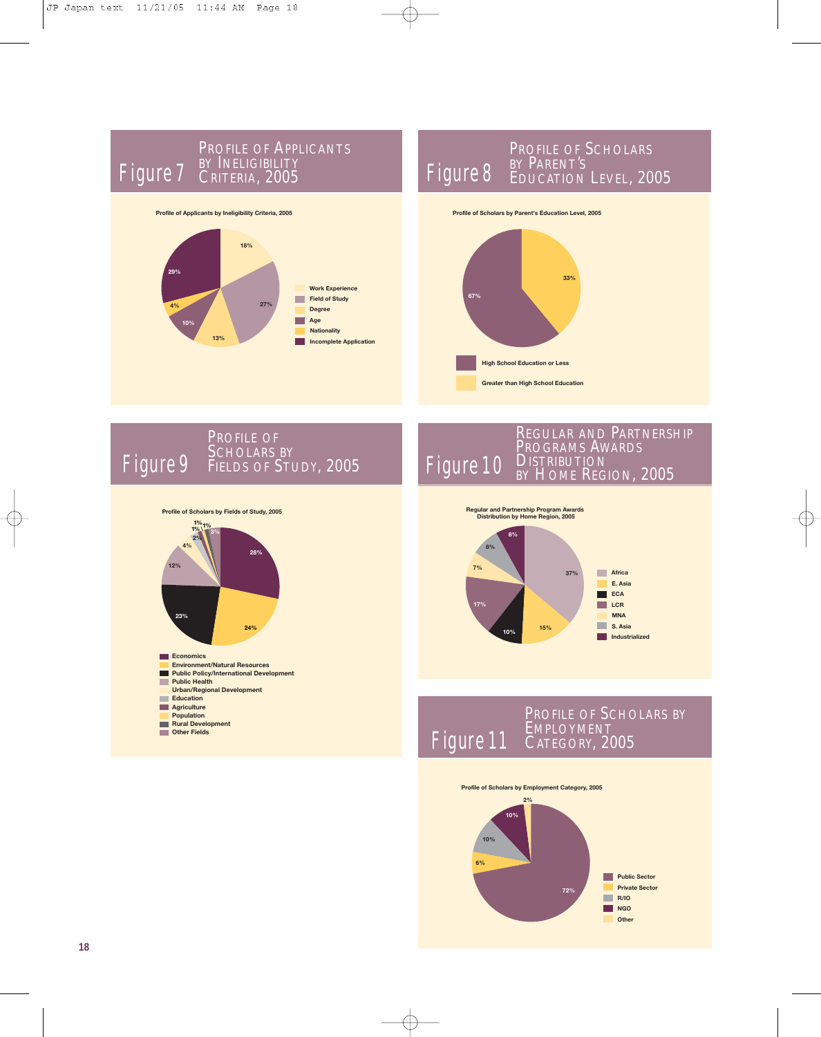## Figure 7 Profile of Applicants by Ineligibility Criteria, 2005

Profile of Applicants by Ineligibility Criteria, 2005

| Criteria | Percent |
|---|---|
| Work Experience | 18% |
| Field of Study | 27% |
| Degree | 13% |
| Age | 10% |
| Nationality | 4% |
| Incomplete Application | 29% |

## Figure 8 Profile of Scholars by Parent's Education Level, 2005

Profile of Scholars by Parent's Education Level, 2005

| Education Level | Percent |
|---|---|
| High School Education or Less | 67% |
| Greater than High School Education | 33% |

## Figure 9 Profile of Scholars by Fields of Study, 2005

Profile of Scholars by Fields of Study, 2005

| Field | Percent |
|---|---|
| Economics | 28% |
| Environment/Natural Resources | 24% |
| Public Policy/International Development | 23% |
| Public Health | 12% |
| Urban/Regional Development | 4% |
| Education | 2% |
| Agriculture | 1% |
| Population | 1% |
| Rural Development | 1% |
| Other Fields | 3% |

## Figure 10 Regular and Partnership Programs Awards Distribution by Home Region, 2005

Regular and Partnership Program Awards Distribution by Home Region, 2005

| Region | Percent |
|---|---|
| Africa | 37% |
| E. Asia | 15% |
| ECA | 10% |
| LCR | 17% |
| MNA | 7% |
| S. Asia | 8% |
| Industrialized | 8% |

## Figure 11 Profile of Scholars by Employment Category, 2005

Profile of Scholars by Employment Category, 2005

| Category | Percent |
|---|---|
| Public Sector | 72% |
| Private Sector | 6% |
| R/IO | 10% |
| NGO | 10% |
| Other | 2% |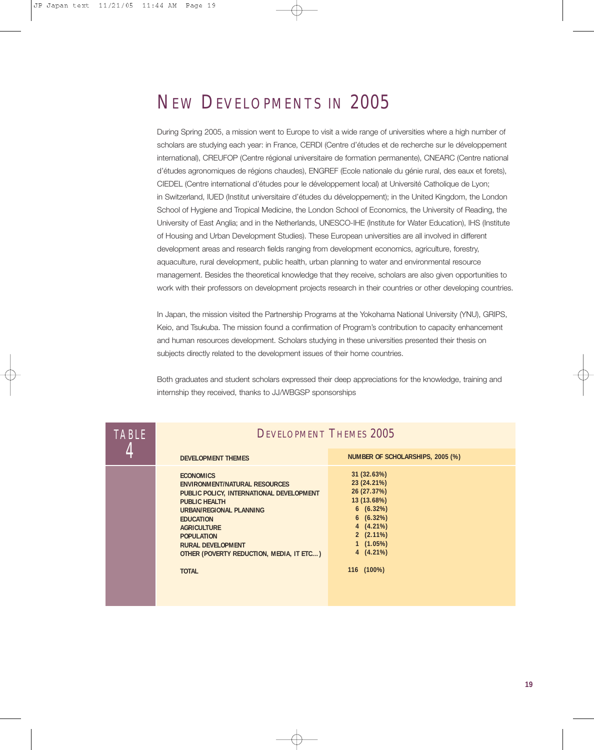# New Developments in 2005

During Spring 2005, a mission went to Europe to visit a wide range of universities where a high number of scholars are studying each year: in France, CERDI (Centre d'études et de recherche sur le développement international), CREUFOP (Centre régional universitaire de formation permanente), CNEARC (Centre national d'études agronomiques de régions chaudes), ENGREF (Ecole nationale du génie rural, des eaux et forets), CIEDEL (Centre international d'études pour le développement local) at Université Catholique de Lyon; in Switzerland, IUED (Institut universitaire d'études du développement); in the United Kingdom, the London School of Hygiene and Tropical Medicine, the London School of Economics, the University of Reading, the University of East Anglia; and in the Netherlands, UNESCO-IHE (Institute for Water Education), IHS (Institute of Housing and Urban Development Studies). These European universities are all involved in different development areas and research fields ranging from development economics, agriculture, forestry, aquaculture, rural development, public health, urban planning to water and environmental resource management. Besides the theoretical knowledge that they receive, scholars are also given opportunities to work with their professors on development projects research in their countries or other developing countries.

In Japan, the mission visited the Partnership Programs at the Yokohama National University (YNU), GRIPS, Keio, and Tsukuba. The mission found a confirmation of Program's contribution to capacity enhancement and human resources development. Scholars studying in these universities presented their thesis on subjects directly related to the development issues of their home countries.

Both graduates and student scholars expressed their deep appreciations for the knowledge, training and internship they received, thanks to JJ/WBGSP sponsorships

**TABLE 4 — Development Themes 2005**

| DEVELOPMENT THEMES | NUMBER OF SCHOLARSHIPS, 2005 (%) |
|---|---|
| ECONOMICS | 31 (32.63%) |
| ENVIRONMENT/NATURAL RESOURCES | 23 (24.21%) |
| PUBLIC POLICY, INTERNATIONAL DEVELOPMENT | 26 (27.37%) |
| PUBLIC HEALTH | 13 (13.68%) |
| URBAN/REGIONAL PLANNING | 6 (6.32%) |
| EDUCATION | 6 (6.32%) |
| AGRICULTURE | 4 (4.21%) |
| POPULATION | 2 (2.11%) |
| RURAL DEVELOPMENT | 1 (1.05%) |
| OTHER (POVERTY REDUCTION, MEDIA, IT ETC…) | 4 (4.21%) |
| TOTAL | 116 (100%) |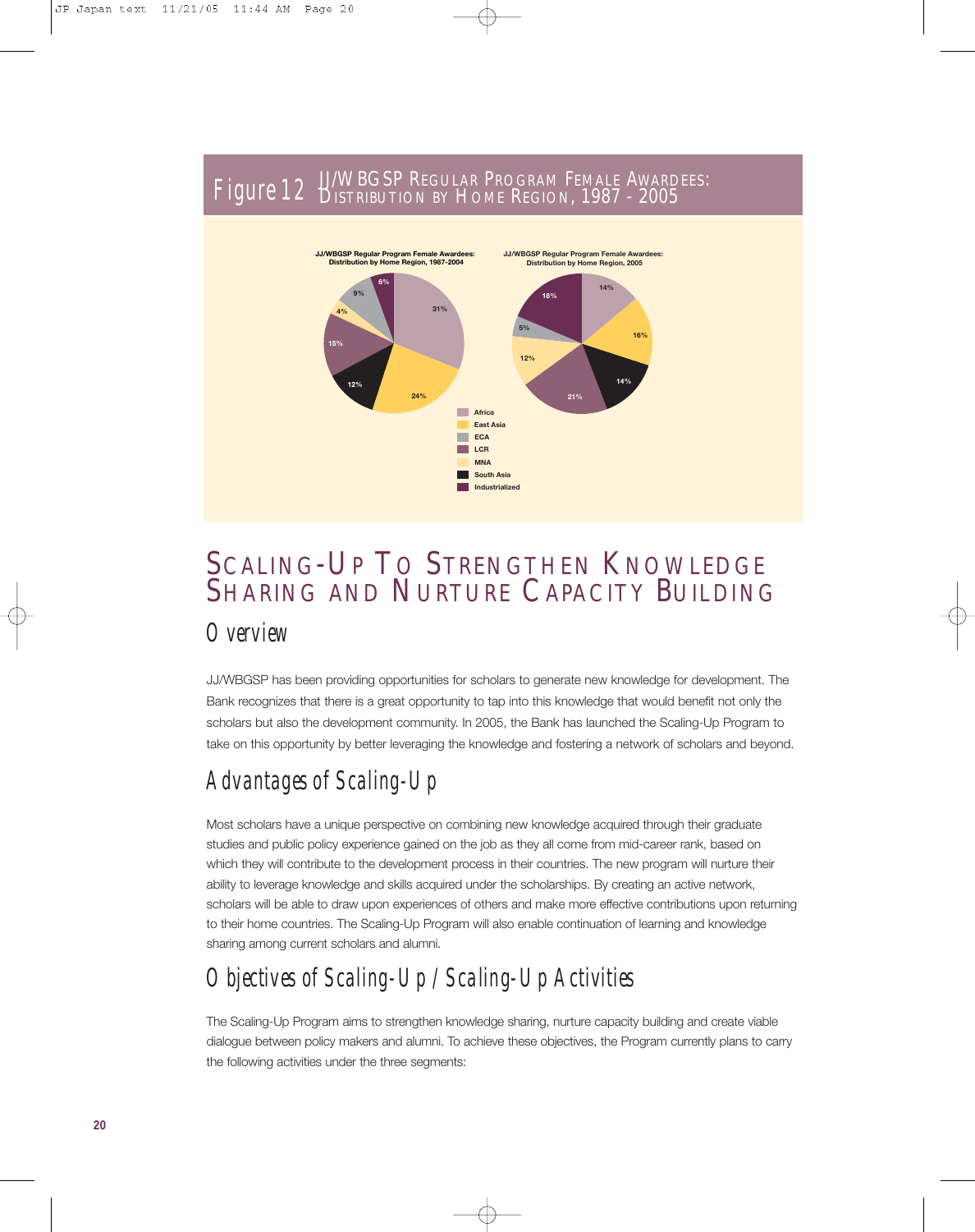## Figure 12 JJ/WBGSP Regular Program Female Awardees: Distribution by Home Region, 1987 - 2005

**JJ/WBGSP Regular Program Female Awardees: Distribution by Home Region, 1987-2004**

| Region | Share |
|---|---|
| Africa | 31% |
| East Asia | 24% |
| ECA | 9% |
| LCR | 15% |
| MNA | 4% |
| South Asia | 12% |
| Industrialized | 6% |

**JJ/WBGSP Regular Program Female Awardees: Distribution by Home Region, 2005**

| Region | Share |
|---|---|
| Africa | 14% |
| East Asia | 16% |
| ECA | 5% |
| LCR | 21% |
| MNA | 12% |
| South Asia | 14% |
| Industrialized | 18% |

# Scaling-Up To Strengthen Knowledge Sharing and Nurture Capacity Building

## Overview

JJ/WBGSP has been providing opportunities for scholars to generate new knowledge for development. The Bank recognizes that there is a great opportunity to tap into this knowledge that would benefit not only the scholars but also the development community. In 2005, the Bank has launched the Scaling-Up Program to take on this opportunity by better leveraging the knowledge and fostering a network of scholars and beyond.

## Advantages of Scaling-Up

Most scholars have a unique perspective on combining new knowledge acquired through their graduate studies and public policy experience gained on the job as they all come from mid-career rank, based on which they will contribute to the development process in their countries. The new program will nurture their ability to leverage knowledge and skills acquired under the scholarships. By creating an active network, scholars will be able to draw upon experiences of others and make more effective contributions upon returning to their home countries. The Scaling-Up Program will also enable continuation of learning and knowledge sharing among current scholars and alumni.

## Objectives of Scaling-Up / Scaling-Up Activities

The Scaling-Up Program aims to strengthen knowledge sharing, nurture capacity building and create viable dialogue between policy makers and alumni. To achieve these objectives, the Program currently plans to carry the following activities under the three segments: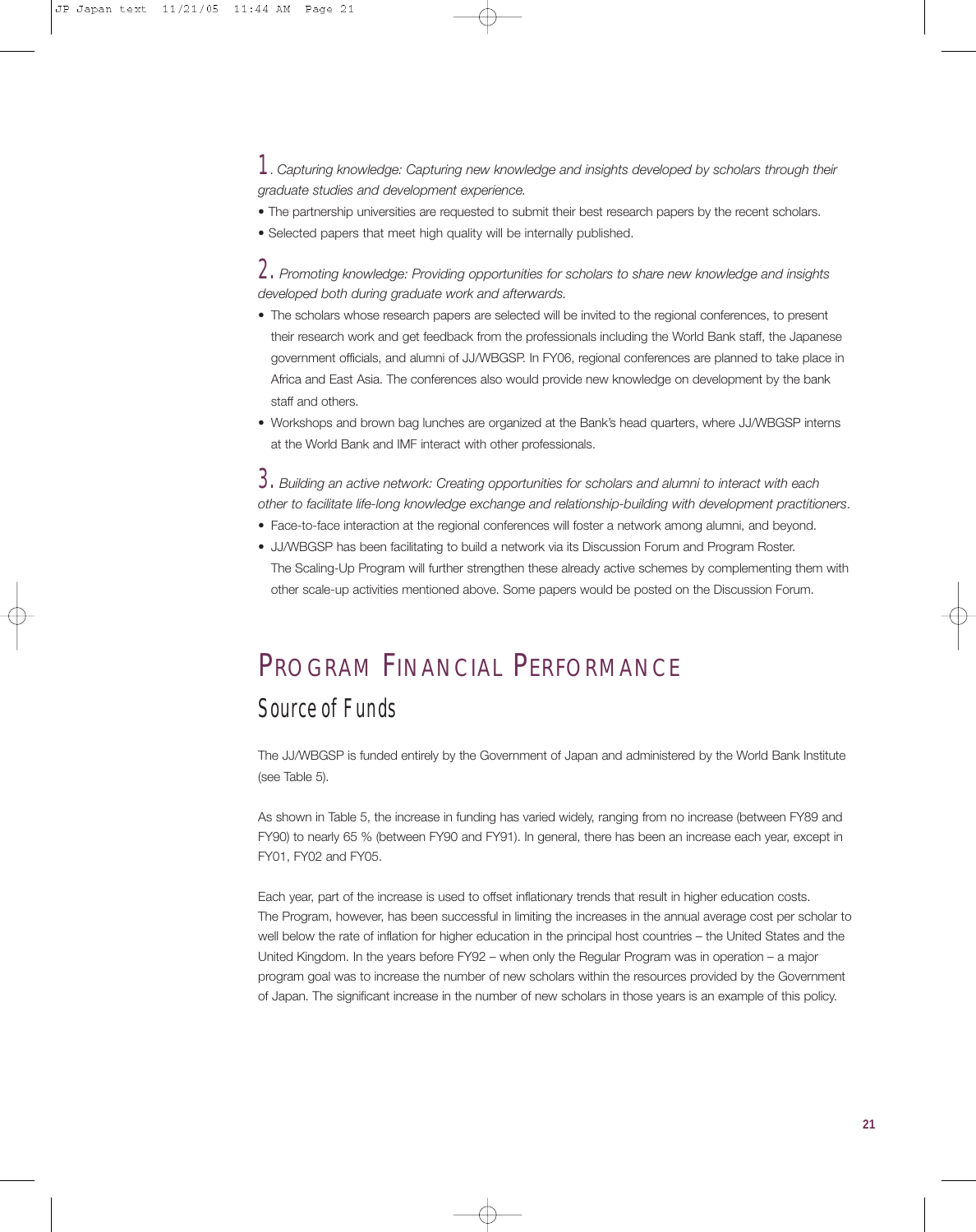1. *Capturing knowledge: Capturing new knowledge and insights developed by scholars through their graduate studies and development experience.*

- The partnership universities are requested to submit their best research papers by the recent scholars.
- Selected papers that meet high quality will be internally published.

2. *Promoting knowledge: Providing opportunities for scholars to share new knowledge and insights developed both during graduate work and afterwards.*

- The scholars whose research papers are selected will be invited to the regional conferences, to present their research work and get feedback from the professionals including the World Bank staff, the Japanese government officials, and alumni of JJ/WBGSP. In FY06, regional conferences are planned to take place in Africa and East Asia. The conferences also would provide new knowledge on development by the bank staff and others.
- Workshops and brown bag lunches are organized at the Bank's head quarters, where JJ/WBGSP interns at the World Bank and IMF interact with other professionals.

3. *Building an active network: Creating opportunities for scholars and alumni to interact with each other to facilitate life-long knowledge exchange and relationship-building with development practitioners*.

- Face-to-face interaction at the regional conferences will foster a network among alumni, and beyond.
- JJ/WBGSP has been facilitating to build a network via its Discussion Forum and Program Roster. The Scaling-Up Program will further strengthen these already active schemes by complementing them with other scale-up activities mentioned above. Some papers would be posted on the Discussion Forum.

# Program Financial Performance

## Source of Funds

The JJ/WBGSP is funded entirely by the Government of Japan and administered by the World Bank Institute (see Table 5).

As shown in Table 5, the increase in funding has varied widely, ranging from no increase (between FY89 and FY90) to nearly 65 % (between FY90 and FY91). In general, there has been an increase each year, except in FY01, FY02 and FY05.

Each year, part of the increase is used to offset inflationary trends that result in higher education costs. The Program, however, has been successful in limiting the increases in the annual average cost per scholar to well below the rate of inflation for higher education in the principal host countries – the United States and the United Kingdom. In the years before FY92 – when only the Regular Program was in operation – a major program goal was to increase the number of new scholars within the resources provided by the Government of Japan. The significant increase in the number of new scholars in those years is an example of this policy.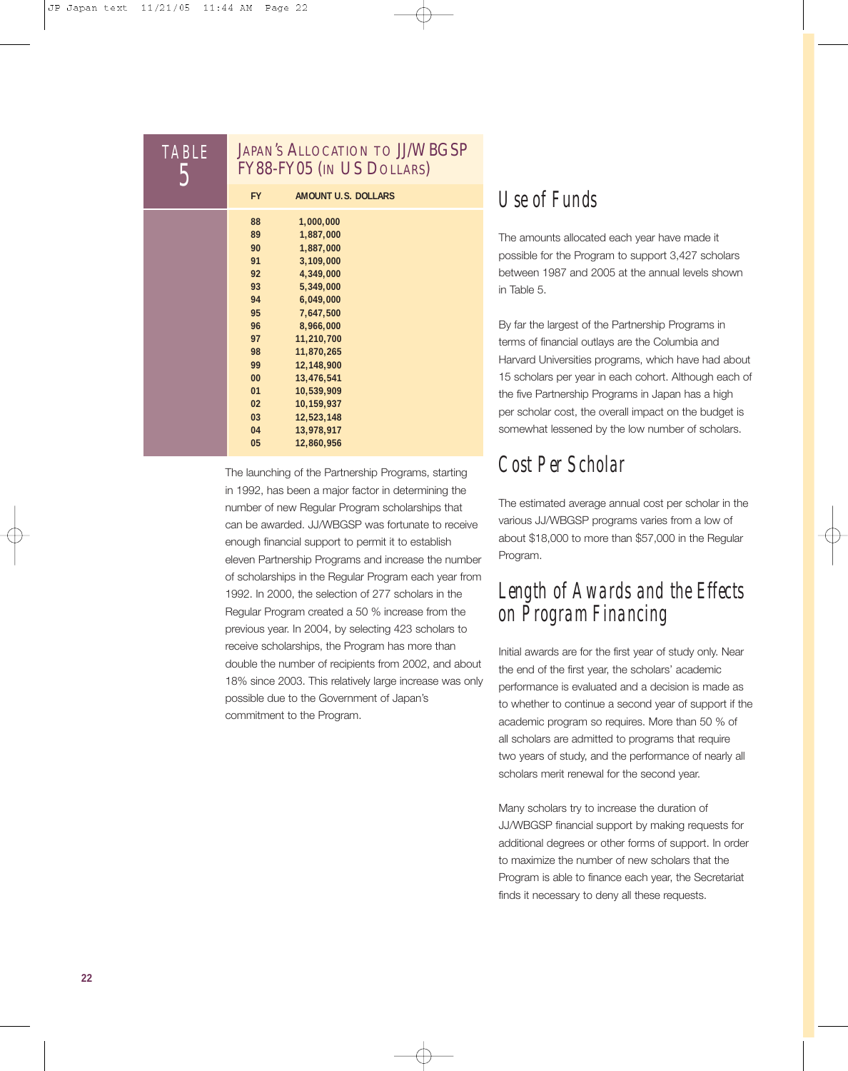**TABLE 5**

**JAPAN'S ALLOCATION TO JJ/WBGSP FY88-FY05 (IN US DOLLARS)**

| FY | AMOUNT U.S. DOLLARS |
|---|---|
| 88 | 1,000,000 |
| 89 | 1,887,000 |
| 90 | 1,887,000 |
| 91 | 3,109,000 |
| 92 | 4,349,000 |
| 93 | 5,349,000 |
| 94 | 6,049,000 |
| 95 | 7,647,500 |
| 96 | 8,966,000 |
| 97 | 11,210,700 |
| 98 | 11,870,265 |
| 99 | 12,148,900 |
| 00 | 13,476,541 |
| 01 | 10,539,909 |
| 02 | 10,159,937 |
| 03 | 12,523,148 |
| 04 | 13,978,917 |
| 05 | 12,860,956 |

The launching of the Partnership Programs, starting in 1992, has been a major factor in determining the number of new Regular Program scholarships that can be awarded. JJ/WBGSP was fortunate to receive enough financial support to permit it to establish eleven Partnership Programs and increase the number of scholarships in the Regular Program each year from 1992. In 2000, the selection of 277 scholars in the Regular Program created a 50 % increase from the previous year. In 2004, by selecting 423 scholars to receive scholarships, the Program has more than double the number of recipients from 2002, and about 18% since 2003. This relatively large increase was only possible due to the Government of Japan's commitment to the Program.

## Use of Funds

The amounts allocated each year have made it possible for the Program to support 3,427 scholars between 1987 and 2005 at the annual levels shown in Table 5.

By far the largest of the Partnership Programs in terms of financial outlays are the Columbia and Harvard Universities programs, which have had about 15 scholars per year in each cohort. Although each of the five Partnership Programs in Japan has a high per scholar cost, the overall impact on the budget is somewhat lessened by the low number of scholars.

## Cost Per Scholar

The estimated average annual cost per scholar in the various JJ/WBGSP programs varies from a low of about $18,000 to more than $57,000 in the Regular Program.

## Length of Awards and the Effects on Program Financing

Initial awards are for the first year of study only. Near the end of the first year, the scholars' academic performance is evaluated and a decision is made as to whether to continue a second year of support if the academic program so requires. More than 50 % of all scholars are admitted to programs that require two years of study, and the performance of nearly all scholars merit renewal for the second year.

Many scholars try to increase the duration of JJ/WBGSP financial support by making requests for additional degrees or other forms of support. In order to maximize the number of new scholars that the Program is able to finance each year, the Secretariat finds it necessary to deny all these requests.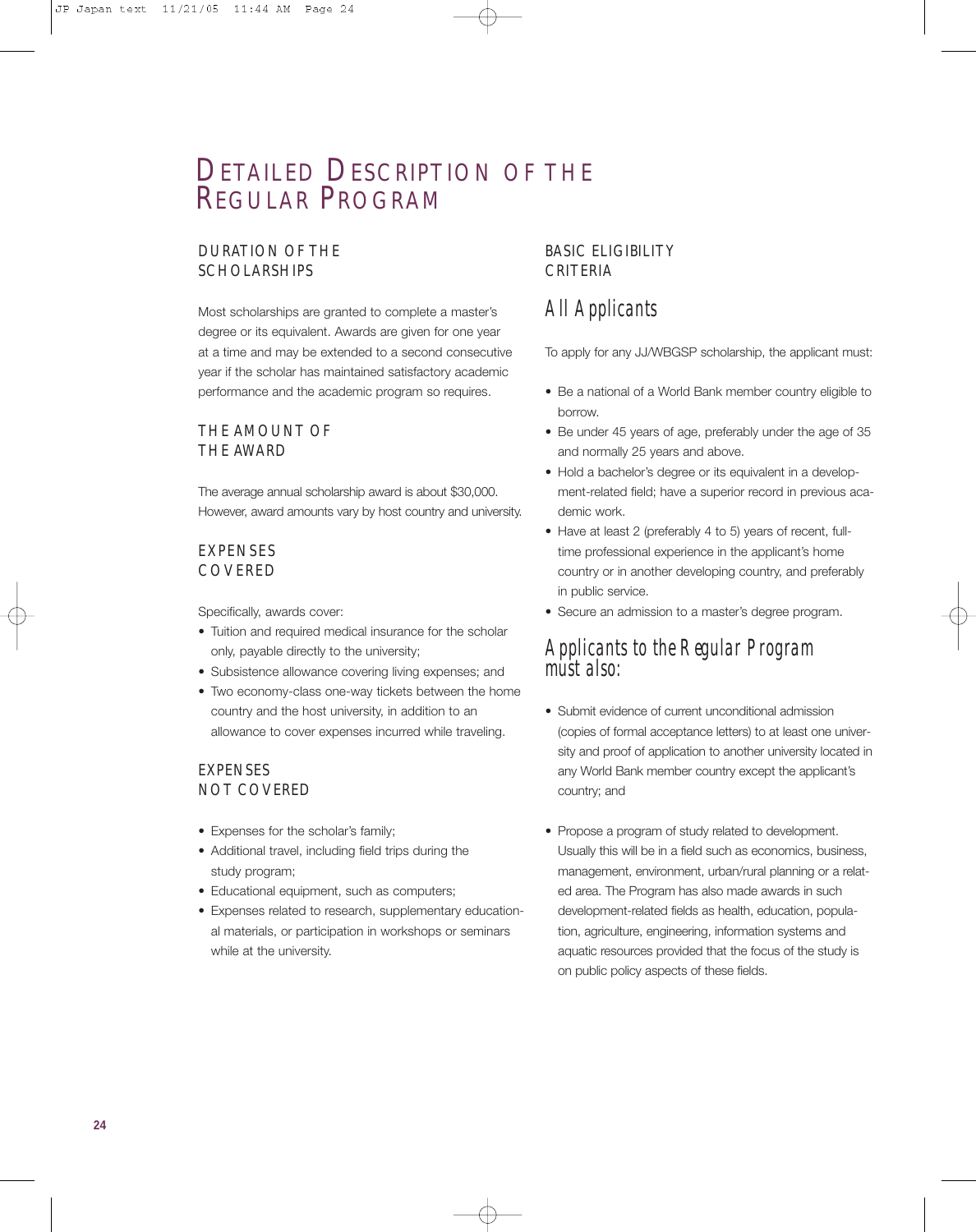# DETAILED DESCRIPTION OF THE REGULAR PROGRAM

## DURATION OF THE SCHOLARSHIPS

Most scholarships are granted to complete a master's degree or its equivalent. Awards are given for one year at a time and may be extended to a second consecutive year if the scholar has maintained satisfactory academic performance and the academic program so requires.

## THE AMOUNT OF THE AWARD

The average annual scholarship award is about $30,000. However, award amounts vary by host country and university.

## EXPENSES COVERED

Specifically, awards cover:

- Tuition and required medical insurance for the scholar only, payable directly to the university;
- Subsistence allowance covering living expenses; and
- Two economy-class one-way tickets between the home country and the host university, in addition to an allowance to cover expenses incurred while traveling.

## EXPENSES NOT COVERED

- Expenses for the scholar's family;
- Additional travel, including field trips during the study program;
- Educational equipment, such as computers;
- Expenses related to research, supplementary educational materials, or participation in workshops or seminars while at the university.

## BASIC ELIGIBILITY CRITERIA

### All Applicants

To apply for any JJ/WBGSP scholarship, the applicant must:

- Be a national of a World Bank member country eligible to borrow.
- Be under 45 years of age, preferably under the age of 35 and normally 25 years and above.
- Hold a bachelor's degree or its equivalent in a development-related field; have a superior record in previous academic work.
- Have at least 2 (preferably 4 to 5) years of recent, full-time professional experience in the applicant's home country or in another developing country, and preferably in public service.
- Secure an admission to a master's degree program.

### Applicants to the Regular Program must also:

- Submit evidence of current unconditional admission (copies of formal acceptance letters) to at least one university and proof of application to another university located in any World Bank member country except the applicant's country; and
- Propose a program of study related to development. Usually this will be in a field such as economics, business, management, environment, urban/rural planning or a related area. The Program has also made awards in such development-related fields as health, education, population, agriculture, engineering, information systems and aquatic resources provided that the focus of the study is on public policy aspects of these fields.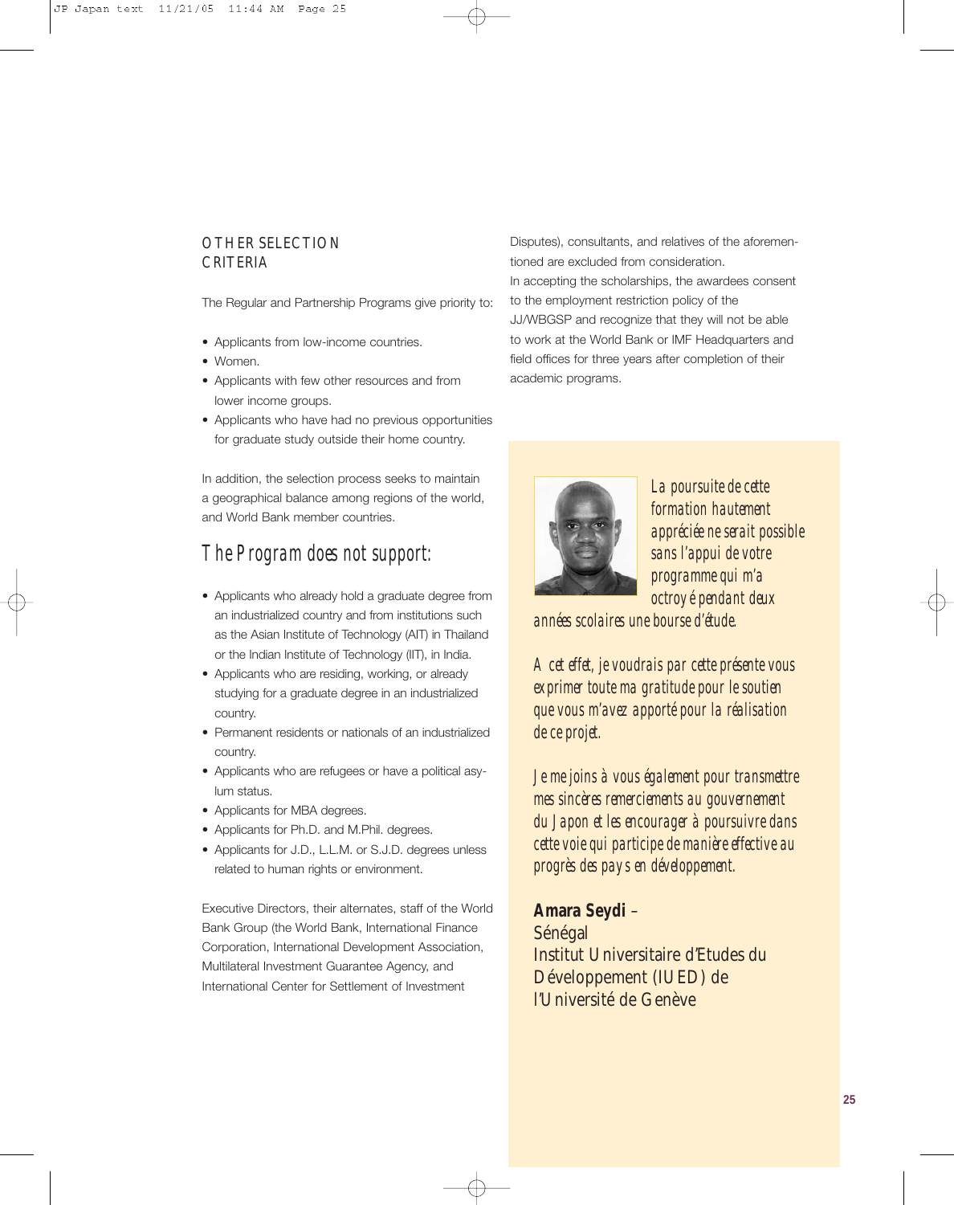## OTHER SELECTION CRITERIA

The Regular and Partnership Programs give priority to:

- Applicants from low-income countries.
- Women.
- Applicants with few other resources and from lower income groups.
- Applicants who have had no previous opportunities for graduate study outside their home country.

In addition, the selection process seeks to maintain a geographical balance among regions of the world, and World Bank member countries.

## The Program does not support:

- Applicants who already hold a graduate degree from an industrialized country and from institutions such as the Asian Institute of Technology (AIT) in Thailand or the Indian Institute of Technology (IIT), in India.
- Applicants who are residing, working, or already studying for a graduate degree in an industrialized country.
- Permanent residents or nationals of an industrialized country.
- Applicants who are refugees or have a political asylum status.
- Applicants for MBA degrees.
- Applicants for Ph.D. and M.Phil. degrees.
- Applicants for J.D., L.L.M. or S.J.D. degrees unless related to human rights or environment.

Executive Directors, their alternates, staff of the World Bank Group (the World Bank, International Finance Corporation, International Development Association, Multilateral Investment Guarantee Agency, and International Center for Settlement of Investment Disputes), consultants, and relatives of the aforementioned are excluded from consideration.

In accepting the scholarships, the awardees consent to the employment restriction policy of the JJ/WBGSP and recognize that they will not be able to work at the World Bank or IMF Headquarters and field offices for three years after completion of their academic programs.

*La poursuite de cette formation hautement appréciée ne serait possible sans l'appui de votre programme qui m'a octroyé pendant deux années scolaires une bourse d'étude.*

*A cet effet, je voudrais par cette présente vous exprimer toute ma gratitude pour le soutien que vous m'avez apporté pour la réalisation de ce projet.*

*Je me joins à vous également pour transmettre mes sincères remerciements au gouvernement du Japon et les encourager à poursuivre dans cette voie qui participe de manière effective au progrès des pays en développement.*

**Amara Seydi** –
Sénégal
Institut Universitaire d'Etudes du Développement (IUED) de l'Université de Genève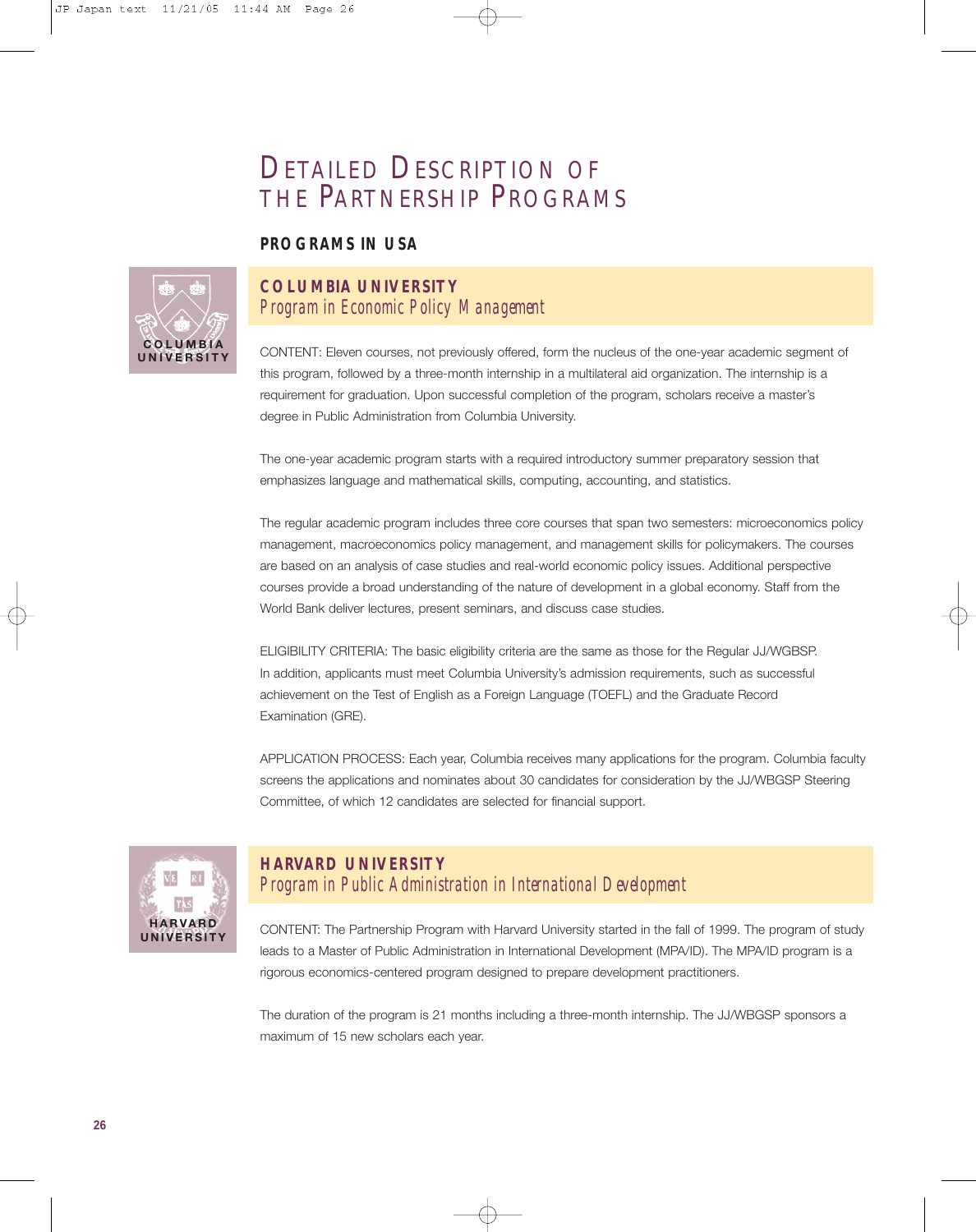# DETAILED DESCRIPTION OF THE PARTNERSHIP PROGRAMS

## PROGRAMS IN USA

### COLUMBIA UNIVERSITY
*Program in Economic Policy Management*

CONTENT: Eleven courses, not previously offered, form the nucleus of the one-year academic segment of this program, followed by a three-month internship in a multilateral aid organization. The internship is a requirement for graduation. Upon successful completion of the program, scholars receive a master's degree in Public Administration from Columbia University.

The one-year academic program starts with a required introductory summer preparatory session that emphasizes language and mathematical skills, computing, accounting, and statistics.

The regular academic program includes three core courses that span two semesters: microeconomics policy management, macroeconomics policy management, and management skills for policymakers. The courses are based on an analysis of case studies and real-world economic policy issues. Additional perspective courses provide a broad understanding of the nature of development in a global economy. Staff from the World Bank deliver lectures, present seminars, and discuss case studies.

ELIGIBILITY CRITERIA: The basic eligibility criteria are the same as those for the Regular JJ/WGBSP. In addition, applicants must meet Columbia University's admission requirements, such as successful achievement on the Test of English as a Foreign Language (TOEFL) and the Graduate Record Examination (GRE).

APPLICATION PROCESS: Each year, Columbia receives many applications for the program. Columbia faculty screens the applications and nominates about 30 candidates for consideration by the JJ/WBGSP Steering Committee, of which 12 candidates are selected for financial support.

### HARVARD UNIVERSITY
*Program in Public Administration in International Development*

CONTENT: The Partnership Program with Harvard University started in the fall of 1999. The program of study leads to a Master of Public Administration in International Development (MPA/ID). The MPA/ID program is a rigorous economics-centered program designed to prepare development practitioners.

The duration of the program is 21 months including a three-month internship. The JJ/WBGSP sponsors a maximum of 15 new scholars each year.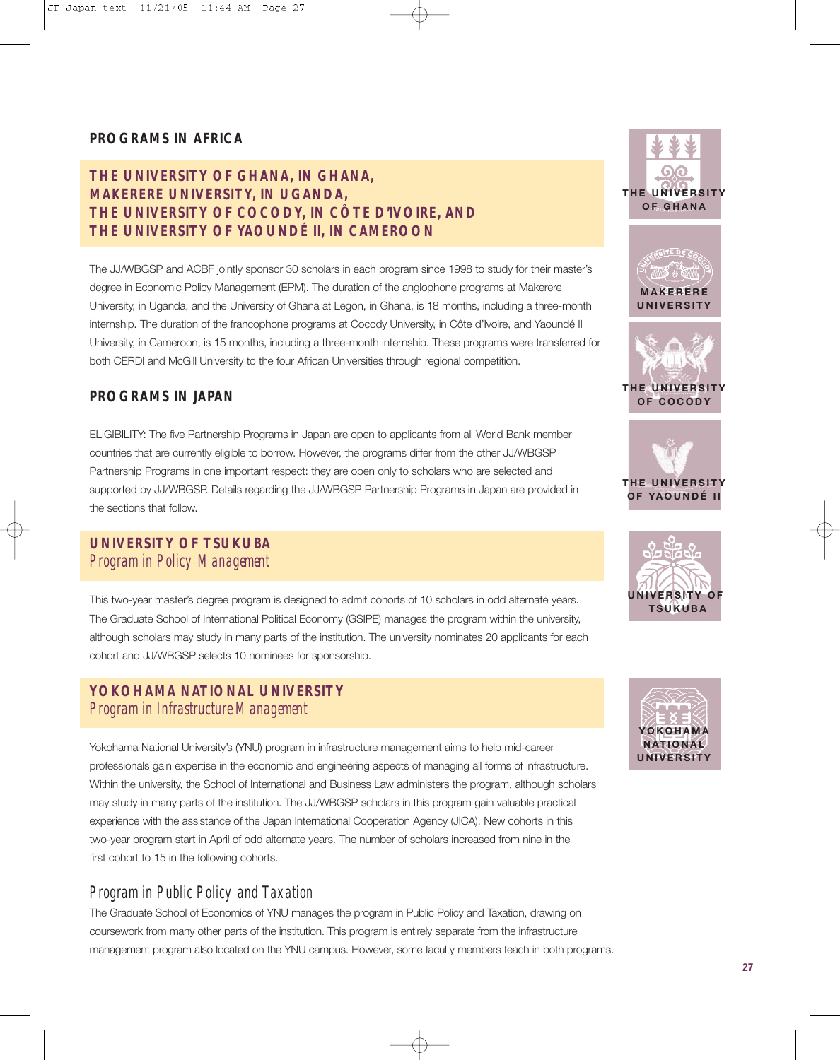## PROGRAMS IN AFRICA

### THE UNIVERSITY OF GHANA, IN GHANA, MAKERERE UNIVERSITY, IN UGANDA, THE UNIVERSITY OF COCODY, IN CÔTE D'IVOIRE, AND THE UNIVERSITY OF YAOUNDÉ II, IN CAMEROON

The JJ/WBGSP and ACBF jointly sponsor 30 scholars in each program since 1998 to study for their master's degree in Economic Policy Management (EPM). The duration of the anglophone programs at Makerere University, in Uganda, and the University of Ghana at Legon, in Ghana, is 18 months, including a three-month internship. The duration of the francophone programs at Cocody University, in Côte d'Ivoire, and Yaoundé II University, in Cameroon, is 15 months, including a three-month internship. These programs were transferred for both CERDI and McGill University to the four African Universities through regional competition.

## PROGRAMS IN JAPAN

ELIGIBILITY: The five Partnership Programs in Japan are open to applicants from all World Bank member countries that are currently eligible to borrow. However, the programs differ from the other JJ/WBGSP Partnership Programs in one important respect: they are open only to scholars who are selected and supported by JJ/WBGSP. Details regarding the JJ/WBGSP Partnership Programs in Japan are provided in the sections that follow.

### UNIVERSITY OF TSUKUBA
*Program in Policy Management*

This two-year master's degree program is designed to admit cohorts of 10 scholars in odd alternate years. The Graduate School of International Political Economy (GSIPE) manages the program within the university, although scholars may study in many parts of the institution. The university nominates 20 applicants for each cohort and JJ/WBGSP selects 10 nominees for sponsorship.

### YOKOHAMA NATIONAL UNIVERSITY
*Program in Infrastructure Management*

Yokohama National University's (YNU) program in infrastructure management aims to help mid-career professionals gain expertise in the economic and engineering aspects of managing all forms of infrastructure. Within the university, the School of International and Business Law administers the program, although scholars may study in many parts of the institution. The JJ/WBGSP scholars in this program gain valuable practical experience with the assistance of the Japan International Cooperation Agency (JICA). New cohorts in this two-year program start in April of odd alternate years. The number of scholars increased from nine in the first cohort to 15 in the following cohorts.

*Program in Public Policy and Taxation*

The Graduate School of Economics of YNU manages the program in Public Policy and Taxation, drawing on coursework from many other parts of the institution. This program is entirely separate from the infrastructure management program also located on the YNU campus. However, some faculty members teach in both programs.

THE UNIVERSITY OF GHANA

MAKERERE UNIVERSITY

THE UNIVERSITY OF COCODY

THE UNIVERSITY OF YAOUNDÉ II

UNIVERSITY OF TSUKUBA

YOKOHAMA NATIONAL UNIVERSITY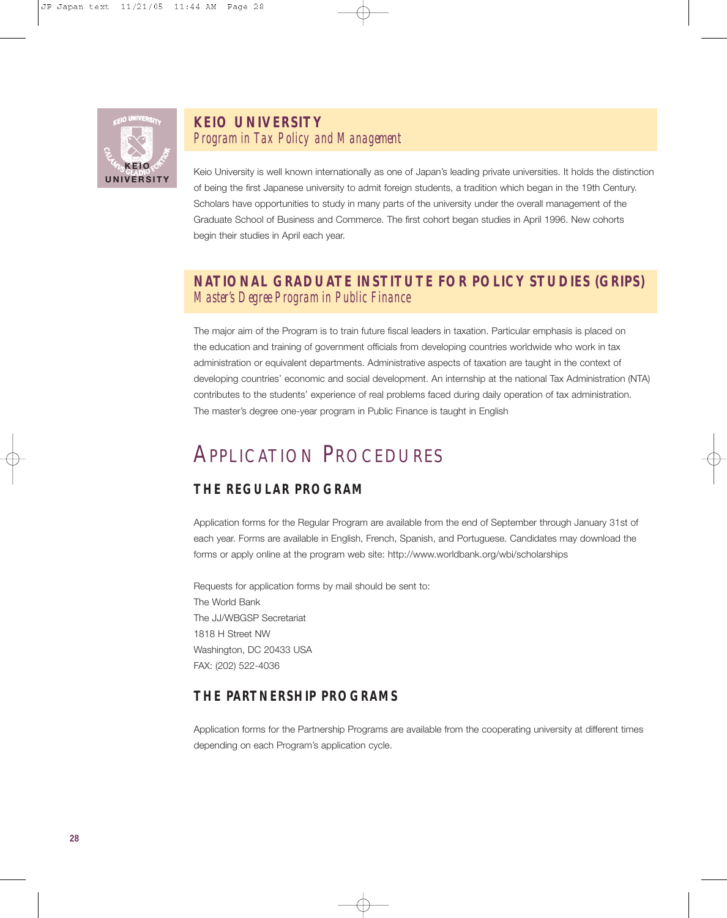## KEIO UNIVERSITY
*Program in Tax Policy and Management*

Keio University is well known internationally as one of Japan's leading private universities. It holds the distinction of being the first Japanese university to admit foreign students, a tradition which began in the 19th Century. Scholars have opportunities to study in many parts of the university under the overall management of the Graduate School of Business and Commerce. The first cohort began studies in April 1996. New cohorts begin their studies in April each year.

## NATIONAL GRADUATE INSTITUTE FOR POLICY STUDIES (GRIPS)
*Master's Degree Program in Public Finance*

The major aim of the Program is to train future fiscal leaders in taxation. Particular emphasis is placed on the education and training of government officials from developing countries worldwide who work in tax administration or equivalent departments. Administrative aspects of taxation are taught in the context of developing countries' economic and social development. An internship at the national Tax Administration (NTA) contributes to the students' experience of real problems faced during daily operation of tax administration. The master's degree one-year program in Public Finance is taught in English

# APPLICATION PROCEDURES

## THE REGULAR PROGRAM

Application forms for the Regular Program are available from the end of September through January 31st of each year. Forms are available in English, French, Spanish, and Portuguese. Candidates may download the forms or apply online at the program web site: http://www.worldbank.org/wbi/scholarships

Requests for application forms by mail should be sent to:
The World Bank
The JJ/WBGSP Secretariat
1818 H Street NW
Washington, DC 20433 USA
FAX: (202) 522-4036

## THE PARTNERSHIP PROGRAMS

Application forms for the Partnership Programs are available from the cooperating university at different times depending on each Program's application cycle.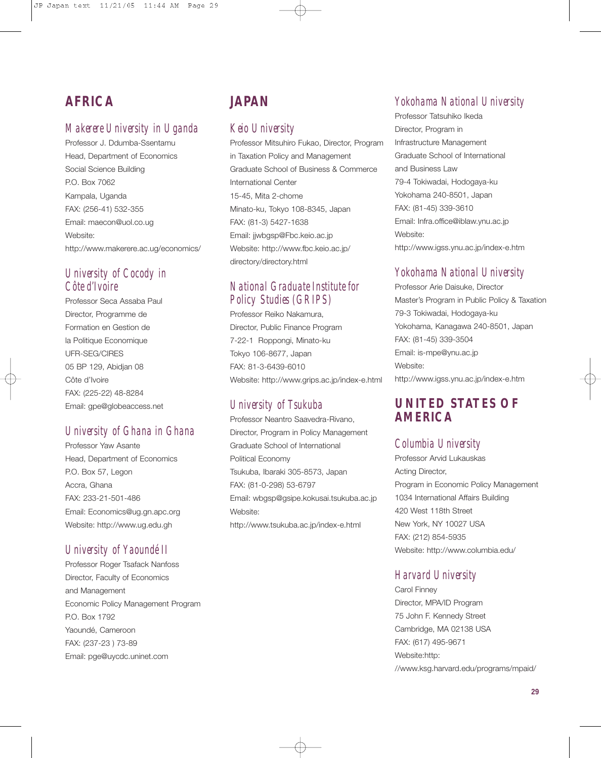# AFRICA

## Makerere University in Uganda

Professor J. Ddumba-Ssentamu
Head, Department of Economics
Social Science Building
P.O. Box 7062
Kampala, Uganda
FAX: (256-41) 532-355
Email: maecon@uol.co.ug
Website:
http://www.makerere.ac.ug/economics/

## University of Cocody in Côte d'Ivoire

Professor Seca Assaba Paul
Director, Programme de
Formation en Gestion de
la Politique Economique
UFR-SEG/CIRES
05 BP 129, Abidjan 08
Côte d'Ivoire
FAX: (225-22) 48-8284
Email: gpe@globeaccess.net

## University of Ghana in Ghana

Professor Yaw Asante
Head, Department of Economics
P.O. Box 57, Legon
Accra, Ghana
FAX: 233-21-501-486
Email: Economics@ug.gn.apc.org
Website: http://www.ug.edu.gh

## University of Yaoundé II

Professor Roger Tsafack Nanfoss
Director, Faculty of Economics
and Management
Economic Policy Management Program
P.O. Box 1792
Yaoundé, Cameroon
FAX: (237-23 ) 73-89
Email: pge@uycdc.uninet.com

# JAPAN

## Keio University

Professor Mitsuhiro Fukao, Director, Program
in Taxation Policy and Management
Graduate School of Business & Commerce
International Center
15-45, Mita 2-chome
Minato-ku, Tokyo 108-8345, Japan
FAX: (81-3) 5427-1638
Email: jjwbgsp@Fbc.keio.ac.jp
Website: http://www.fbc.keio.ac.jp/
directory/directory.html

## National Graduate Institute for Policy Studies (GRIPS)

Professor Reiko Nakamura,
Director, Public Finance Program
7-22-1 Roppongi, Minato-ku
Tokyo 106-8677, Japan
FAX: 81-3-6439-6010
Website: http://www.grips.ac.jp/index-e.html

## University of Tsukuba

Professor Neantro Saavedra-Rivano,
Director, Program in Policy Management
Graduate School of International
Political Economy
Tsukuba, Ibaraki 305-8573, Japan
FAX: (81-0-298) 53-6797
Email: wbgsp@gsipe.kokusai.tsukuba.ac.jp
Website:
http://www.tsukuba.ac.jp/index-e.html

## Yokohama National University

Professor Tatsuhiko Ikeda
Director, Program in
Infrastructure Management
Graduate School of International
and Business Law
79-4 Tokiwadai, Hodogaya-ku
Yokohama 240-8501, Japan
FAX: (81-45) 339-3610
Email: Infra.office@iblaw.ynu.ac.jp
Website:
http://www.igss.ynu.ac.jp/index-e.htm

## Yokohama National University

Professor Arie Daisuke, Director
Master's Program in Public Policy & Taxation
79-3 Tokiwadai, Hodogaya-ku
Yokohama, Kanagawa 240-8501, Japan
FAX: (81-45) 339-3504
Email: is-mpe@ynu.ac.jp
Website:
http://www.igss.ynu.ac.jp/index-e.htm

# UNITED STATES OF AMERICA

## Columbia University

Professor Arvid Lukauskas
Acting Director,
Program in Economic Policy Management
1034 International Affairs Building
420 West 118th Street
New York, NY 10027 USA
FAX: (212) 854-5935
Website: http://www.columbia.edu/

## Harvard University

Carol Finney
Director, MPA/ID Program
75 John F. Kennedy Street
Cambridge, MA 02138 USA
FAX: (617) 495-9671
Website:http:
//www.ksg.harvard.edu/programs/mpaid/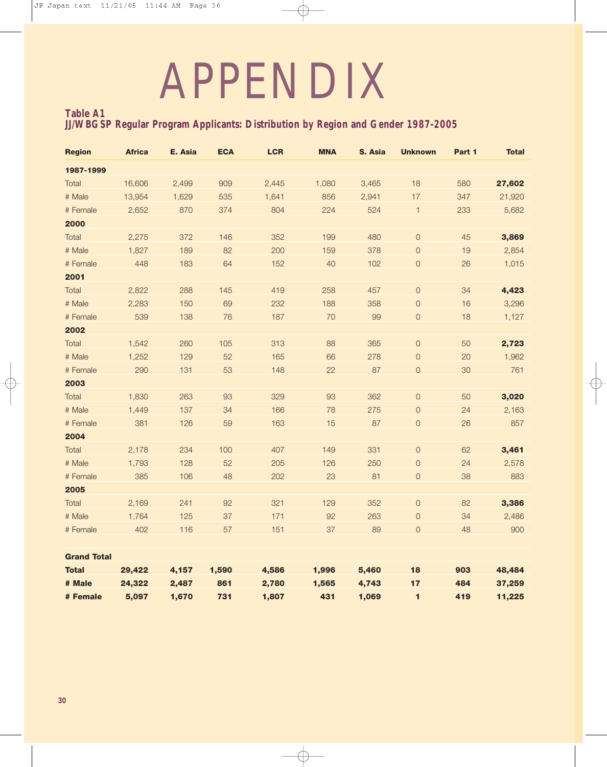# APPENDIX

**Table A1**
**JJ/WBGSP Regular Program Applicants: Distribution by Region and Gender 1987-2005**

| Region | Africa | E. Asia | ECA | LCR | MNA | S. Asia | Unknown | Part 1 | Total |
|---|---|---|---|---|---|---|---|---|---|
| **1987-1999** | | | | | | | | | |
| Total | 16,606 | 2,499 | 909 | 2,445 | 1,080 | 3,465 | 18 | 580 | **27,602** |
| # Male | 13,954 | 1,629 | 535 | 1,641 | 856 | 2,941 | 17 | 347 | 21,920 |
| # Female | 2,652 | 870 | 374 | 804 | 224 | 524 | 1 | 233 | 5,682 |
| **2000** | | | | | | | | | |
| Total | 2,275 | 372 | 146 | 352 | 199 | 480 | 0 | 45 | **3,869** |
| # Male | 1,827 | 189 | 82 | 200 | 159 | 378 | 0 | 19 | 2,854 |
| # Female | 448 | 183 | 64 | 152 | 40 | 102 | 0 | 26 | 1,015 |
| **2001** | | | | | | | | | |
| Total | 2,822 | 288 | 145 | 419 | 258 | 457 | 0 | 34 | **4,423** |
| # Male | 2,283 | 150 | 69 | 232 | 188 | 358 | 0 | 16 | 3,296 |
| # Female | 539 | 138 | 76 | 187 | 70 | 99 | 0 | 18 | 1,127 |
| **2002** | | | | | | | | | |
| Total | 1,542 | 260 | 105 | 313 | 88 | 365 | 0 | 50 | **2,723** |
| # Male | 1,252 | 129 | 52 | 165 | 66 | 278 | 0 | 20 | 1,962 |
| # Female | 290 | 131 | 53 | 148 | 22 | 87 | 0 | 30 | 761 |
| **2003** | | | | | | | | | |
| Total | 1,830 | 263 | 93 | 329 | 93 | 362 | 0 | 50 | **3,020** |
| # Male | 1,449 | 137 | 34 | 166 | 78 | 275 | 0 | 24 | 2,163 |
| # Female | 381 | 126 | 59 | 163 | 15 | 87 | 0 | 26 | 857 |
| **2004** | | | | | | | | | |
| Total | 2,178 | 234 | 100 | 407 | 149 | 331 | 0 | 62 | **3,461** |
| # Male | 1,793 | 128 | 52 | 205 | 126 | 250 | 0 | 24 | 2,578 |
| # Female | 385 | 106 | 48 | 202 | 23 | 81 | 0 | 38 | 883 |
| **2005** | | | | | | | | | |
| Total | 2,169 | 241 | 92 | 321 | 129 | 352 | 0 | 82 | **3,386** |
| # Male | 1,764 | 125 | 37 | 171 | 92 | 263 | 0 | 34 | 2,486 |
| # Female | 402 | 116 | 57 | 151 | 37 | 89 | 0 | 48 | 900 |
| **Grand Total** | | | | | | | | | |
| **Total** | **29,422** | **4,157** | **1,590** | **4,586** | **1,996** | **5,460** | **18** | **903** | **48,484** |
| **# Male** | **24,322** | **2,487** | **861** | **2,780** | **1,565** | **4,743** | **17** | **484** | **37,259** |
| **# Female** | **5,097** | **1,670** | **731** | **1,807** | **431** | **1,069** | **1** | **419** | **11,225** |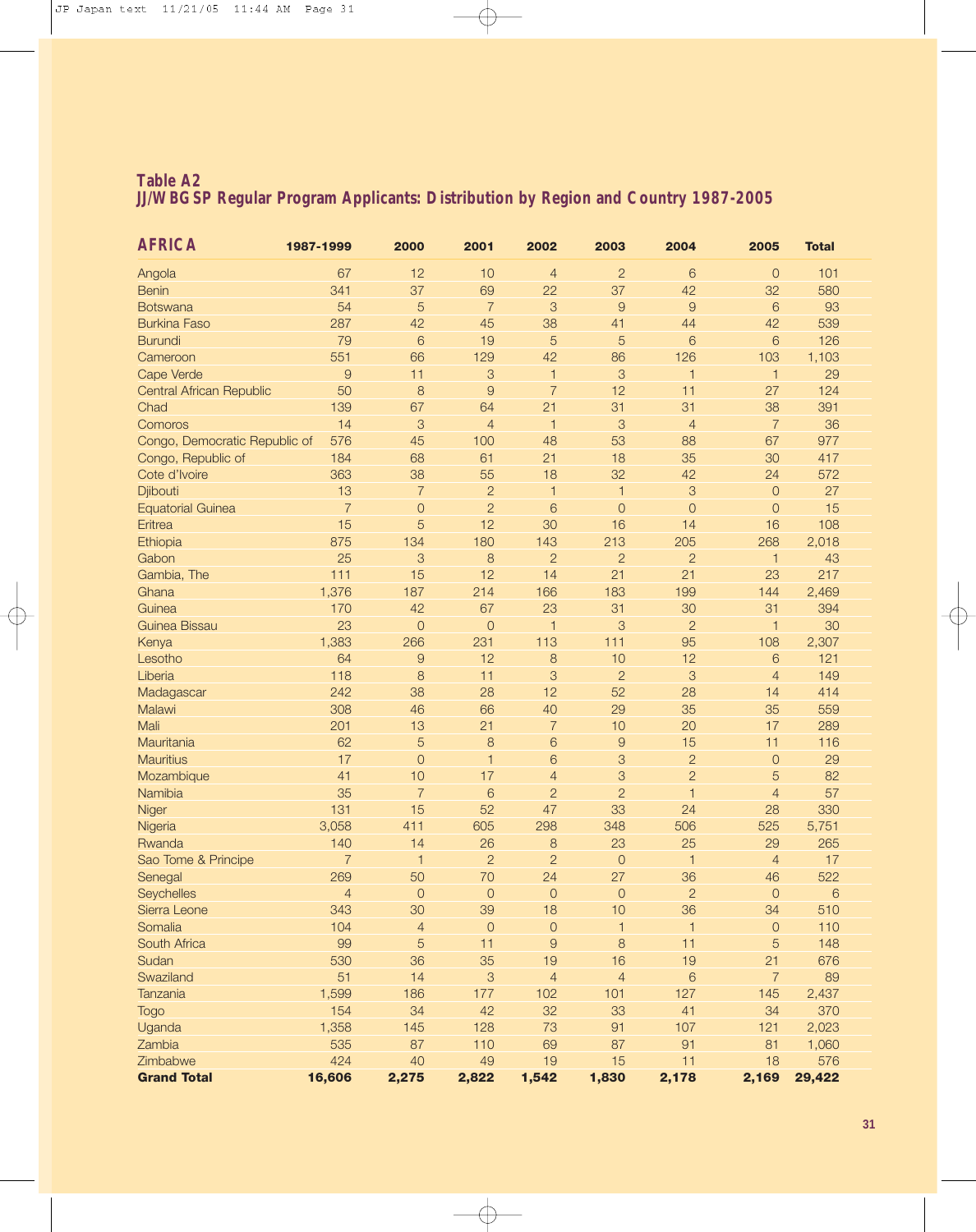**Table A2**
**JJ/WBGSP Regular Program Applicants: Distribution by Region and Country 1987-2005**

| AFRICA | 1987-1999 | 2000 | 2001 | 2002 | 2003 | 2004 | 2005 | Total |
|---|---|---|---|---|---|---|---|---|
| Angola | 67 | 12 | 10 | 4 | 2 | 6 | 0 | 101 |
| Benin | 341 | 37 | 69 | 22 | 37 | 42 | 32 | 580 |
| Botswana | 54 | 5 | 7 | 3 | 9 | 9 | 6 | 93 |
| Burkina Faso | 287 | 42 | 45 | 38 | 41 | 44 | 42 | 539 |
| Burundi | 79 | 6 | 19 | 5 | 5 | 6 | 6 | 126 |
| Cameroon | 551 | 66 | 129 | 42 | 86 | 126 | 103 | 1,103 |
| Cape Verde | 9 | 11 | 3 | 1 | 3 | 1 | 1 | 29 |
| Central African Republic | 50 | 8 | 9 | 7 | 12 | 11 | 27 | 124 |
| Chad | 139 | 67 | 64 | 21 | 31 | 31 | 38 | 391 |
| Comoros | 14 | 3 | 4 | 1 | 3 | 4 | 7 | 36 |
| Congo, Democratic Republic of | 576 | 45 | 100 | 48 | 53 | 88 | 67 | 977 |
| Congo, Republic of | 184 | 68 | 61 | 21 | 18 | 35 | 30 | 417 |
| Cote d'Ivoire | 363 | 38 | 55 | 18 | 32 | 42 | 24 | 572 |
| Djibouti | 13 | 7 | 2 | 1 | 1 | 3 | 0 | 27 |
| Equatorial Guinea | 7 | 0 | 2 | 6 | 0 | 0 | 0 | 15 |
| Eritrea | 15 | 5 | 12 | 30 | 16 | 14 | 16 | 108 |
| Ethiopia | 875 | 134 | 180 | 143 | 213 | 205 | 268 | 2,018 |
| Gabon | 25 | 3 | 8 | 2 | 2 | 2 | 1 | 43 |
| Gambia, The | 111 | 15 | 12 | 14 | 21 | 21 | 23 | 217 |
| Ghana | 1,376 | 187 | 214 | 166 | 183 | 199 | 144 | 2,469 |
| Guinea | 170 | 42 | 67 | 23 | 31 | 30 | 31 | 394 |
| Guinea Bissau | 23 | 0 | 0 | 1 | 3 | 2 | 1 | 30 |
| Kenya | 1,383 | 266 | 231 | 113 | 111 | 95 | 108 | 2,307 |
| Lesotho | 64 | 9 | 12 | 8 | 10 | 12 | 6 | 121 |
| Liberia | 118 | 8 | 11 | 3 | 2 | 3 | 4 | 149 |
| Madagascar | 242 | 38 | 28 | 12 | 52 | 28 | 14 | 414 |
| Malawi | 308 | 46 | 66 | 40 | 29 | 35 | 35 | 559 |
| Mali | 201 | 13 | 21 | 7 | 10 | 20 | 17 | 289 |
| Mauritania | 62 | 5 | 8 | 6 | 9 | 15 | 11 | 116 |
| Mauritius | 17 | 0 | 1 | 6 | 3 | 2 | 0 | 29 |
| Mozambique | 41 | 10 | 17 | 4 | 3 | 2 | 5 | 82 |
| Namibia | 35 | 7 | 6 | 2 | 2 | 1 | 4 | 57 |
| Niger | 131 | 15 | 52 | 47 | 33 | 24 | 28 | 330 |
| Nigeria | 3,058 | 411 | 605 | 298 | 348 | 506 | 525 | 5,751 |
| Rwanda | 140 | 14 | 26 | 8 | 23 | 25 | 29 | 265 |
| Sao Tome & Principe | 7 | 1 | 2 | 2 | 0 | 1 | 4 | 17 |
| Senegal | 269 | 50 | 70 | 24 | 27 | 36 | 46 | 522 |
| Seychelles | 4 | 0 | 0 | 0 | 0 | 2 | 0 | 6 |
| Sierra Leone | 343 | 30 | 39 | 18 | 10 | 36 | 34 | 510 |
| Somalia | 104 | 4 | 0 | 0 | 1 | 1 | 0 | 110 |
| South Africa | 99 | 5 | 11 | 9 | 8 | 11 | 5 | 148 |
| Sudan | 530 | 36 | 35 | 19 | 16 | 19 | 21 | 676 |
| Swaziland | 51 | 14 | 3 | 4 | 4 | 6 | 7 | 89 |
| Tanzania | 1,599 | 186 | 177 | 102 | 101 | 127 | 145 | 2,437 |
| Togo | 154 | 34 | 42 | 32 | 33 | 41 | 34 | 370 |
| Uganda | 1,358 | 145 | 128 | 73 | 91 | 107 | 121 | 2,023 |
| Zambia | 535 | 87 | 110 | 69 | 87 | 91 | 81 | 1,060 |
| Zimbabwe | 424 | 40 | 49 | 19 | 15 | 11 | 18 | 576 |
| **Grand Total** | **16,606** | **2,275** | **2,822** | **1,542** | **1,830** | **2,178** | **2,169** | **29,422** |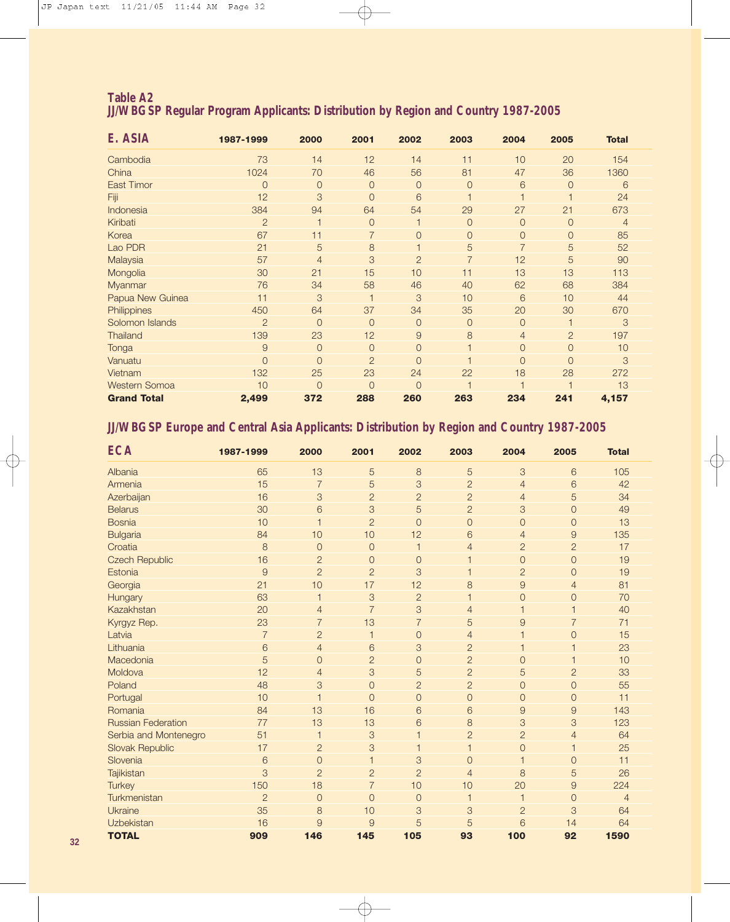## Table A2

## JJ/WBGSP Regular Program Applicants: Distribution by Region and Country 1987-2005

| E. ASIA | 1987-1999 | 2000 | 2001 | 2002 | 2003 | 2004 | 2005 | Total |
|---|---|---|---|---|---|---|---|---|
| Cambodia | 73 | 14 | 12 | 14 | 11 | 10 | 20 | 154 |
| China | 1024 | 70 | 46 | 56 | 81 | 47 | 36 | 1360 |
| East Timor | 0 | 0 | 0 | 0 | 0 | 6 | 0 | 6 |
| Fiji | 12 | 3 | 0 | 6 | 1 | 1 | 1 | 24 |
| Indonesia | 384 | 94 | 64 | 54 | 29 | 27 | 21 | 673 |
| Kiribati | 2 | 1 | 0 | 1 | 0 | 0 | 0 | 4 |
| Korea | 67 | 11 | 7 | 0 | 0 | 0 | 0 | 85 |
| Lao PDR | 21 | 5 | 8 | 1 | 5 | 7 | 5 | 52 |
| Malaysia | 57 | 4 | 3 | 2 | 7 | 12 | 5 | 90 |
| Mongolia | 30 | 21 | 15 | 10 | 11 | 13 | 13 | 113 |
| Myanmar | 76 | 34 | 58 | 46 | 40 | 62 | 68 | 384 |
| Papua New Guinea | 11 | 3 | 1 | 3 | 10 | 6 | 10 | 44 |
| Philippines | 450 | 64 | 37 | 34 | 35 | 20 | 30 | 670 |
| Solomon Islands | 2 | 0 | 0 | 0 | 0 | 0 | 1 | 3 |
| Thailand | 139 | 23 | 12 | 9 | 8 | 4 | 2 | 197 |
| Tonga | 9 | 0 | 0 | 0 | 1 | 0 | 0 | 10 |
| Vanuatu | 0 | 0 | 2 | 0 | 1 | 0 | 0 | 3 |
| Vietnam | 132 | 25 | 23 | 24 | 22 | 18 | 28 | 272 |
| Western Somoa | 10 | 0 | 0 | 0 | 1 | 1 | 1 | 13 |
| **Grand Total** | **2,499** | **372** | **288** | **260** | **263** | **234** | **241** | **4,157** |

## JJ/WBGSP Europe and Central Asia Applicants: Distribution by Region and Country 1987-2005

| ECA | 1987-1999 | 2000 | 2001 | 2002 | 2003 | 2004 | 2005 | Total |
|---|---|---|---|---|---|---|---|---|
| Albania | 65 | 13 | 5 | 8 | 5 | 3 | 6 | 105 |
| Armenia | 15 | 7 | 5 | 3 | 2 | 4 | 6 | 42 |
| Azerbaijan | 16 | 3 | 2 | 2 | 2 | 4 | 5 | 34 |
| Belarus | 30 | 6 | 3 | 5 | 2 | 3 | 0 | 49 |
| Bosnia | 10 | 1 | 2 | 0 | 0 | 0 | 0 | 13 |
| Bulgaria | 84 | 10 | 10 | 12 | 6 | 4 | 9 | 135 |
| Croatia | 8 | 0 | 0 | 1 | 4 | 2 | 2 | 17 |
| Czech Republic | 16 | 2 | 0 | 0 | 1 | 0 | 0 | 19 |
| Estonia | 9 | 2 | 2 | 3 | 1 | 2 | 0 | 19 |
| Georgia | 21 | 10 | 17 | 12 | 8 | 9 | 4 | 81 |
| Hungary | 63 | 1 | 3 | 2 | 1 | 0 | 0 | 70 |
| Kazakhstan | 20 | 4 | 7 | 3 | 4 | 1 | 1 | 40 |
| Kyrgyz Rep. | 23 | 7 | 13 | 7 | 5 | 9 | 7 | 71 |
| Latvia | 7 | 2 | 1 | 0 | 4 | 1 | 0 | 15 |
| Lithuania | 6 | 4 | 6 | 3 | 2 | 1 | 1 | 23 |
| Macedonia | 5 | 0 | 2 | 0 | 2 | 0 | 1 | 10 |
| Moldova | 12 | 4 | 3 | 5 | 2 | 5 | 2 | 33 |
| Poland | 48 | 3 | 0 | 2 | 2 | 0 | 0 | 55 |
| Portugal | 10 | 1 | 0 | 0 | 0 | 0 | 0 | 11 |
| Romania | 84 | 13 | 16 | 6 | 6 | 9 | 9 | 143 |
| Russian Federation | 77 | 13 | 13 | 6 | 8 | 3 | 3 | 123 |
| Serbia and Montenegro | 51 | 1 | 3 | 1 | 2 | 2 | 4 | 64 |
| Slovak Republic | 17 | 2 | 3 | 1 | 1 | 0 | 1 | 25 |
| Slovenia | 6 | 0 | 1 | 3 | 0 | 1 | 0 | 11 |
| Tajikistan | 3 | 2 | 2 | 2 | 4 | 8 | 5 | 26 |
| Turkey | 150 | 18 | 7 | 10 | 10 | 20 | 9 | 224 |
| Turkmenistan | 2 | 0 | 0 | 0 | 1 | 1 | 0 | 4 |
| Ukraine | 35 | 8 | 10 | 3 | 3 | 2 | 3 | 64 |
| Uzbekistan | 16 | 9 | 9 | 5 | 5 | 6 | 14 | 64 |
| **TOTAL** | **909** | **146** | **145** | **105** | **93** | **100** | **92** | **1590** |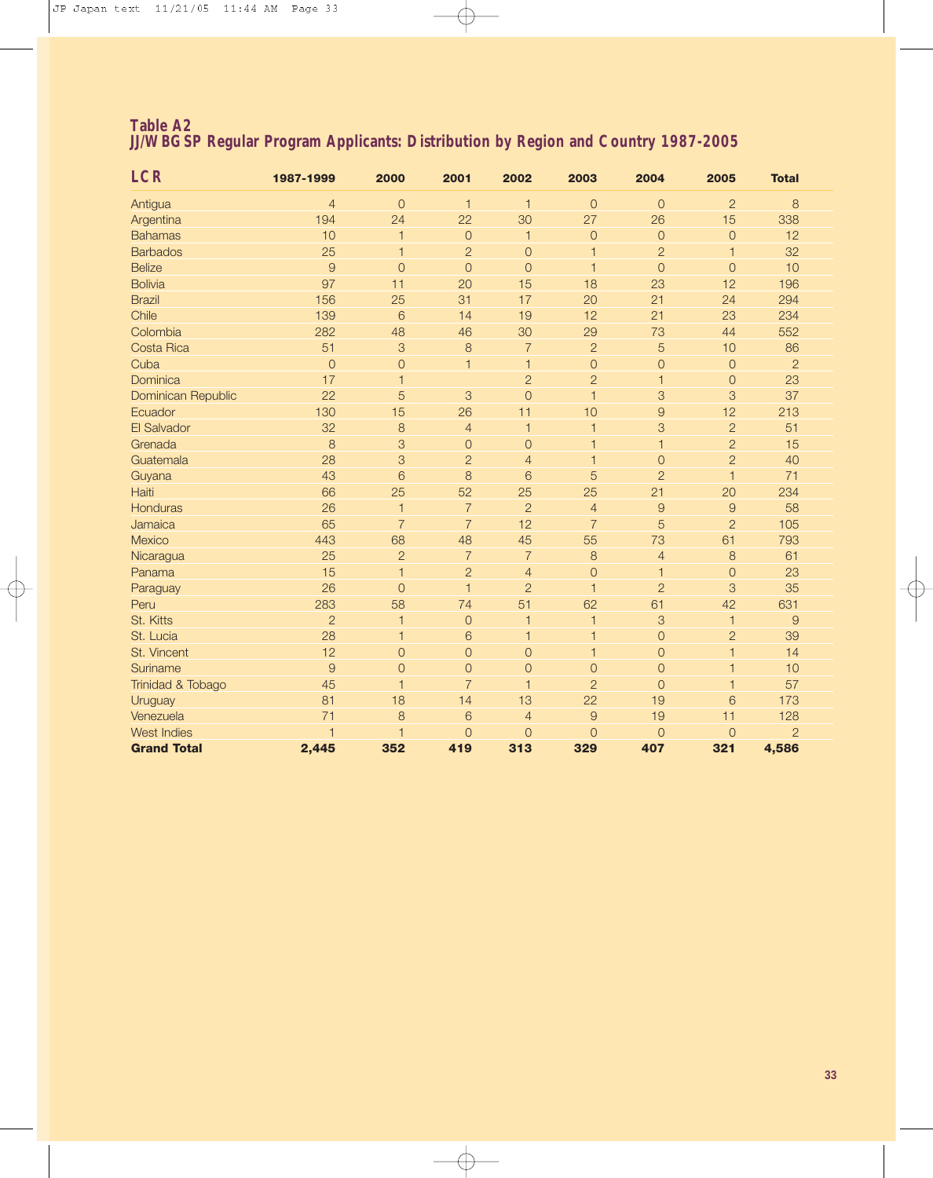**Table A2**
**JJ/WBGSP Regular Program Applicants: Distribution by Region and Country 1987-2005**

| LCR | 1987-1999 | 2000 | 2001 | 2002 | 2003 | 2004 | 2005 | Total |
|---|---|---|---|---|---|---|---|---|
| Antigua | 4 | 0 | 1 | 1 | 0 | 0 | 2 | 8 |
| Argentina | 194 | 24 | 22 | 30 | 27 | 26 | 15 | 338 |
| Bahamas | 10 | 1 | 0 | 1 | 0 | 0 | 0 | 12 |
| Barbados | 25 | 1 | 2 | 0 | 1 | 2 | 1 | 32 |
| Belize | 9 | 0 | 0 | 0 | 1 | 0 | 0 | 10 |
| Bolivia | 97 | 11 | 20 | 15 | 18 | 23 | 12 | 196 |
| Brazil | 156 | 25 | 31 | 17 | 20 | 21 | 24 | 294 |
| Chile | 139 | 6 | 14 | 19 | 12 | 21 | 23 | 234 |
| Colombia | 282 | 48 | 46 | 30 | 29 | 73 | 44 | 552 |
| Costa Rica | 51 | 3 | 8 | 7 | 2 | 5 | 10 | 86 |
| Cuba | 0 | 0 | 1 | 1 | 0 | 0 | 0 | 2 |
| Dominica | 17 | 1 | | 2 | 2 | 1 | 0 | 23 |
| Dominican Republic | 22 | 5 | 3 | 0 | 1 | 3 | 3 | 37 |
| Ecuador | 130 | 15 | 26 | 11 | 10 | 9 | 12 | 213 |
| El Salvador | 32 | 8 | 4 | 1 | 1 | 3 | 2 | 51 |
| Grenada | 8 | 3 | 0 | 0 | 1 | 1 | 2 | 15 |
| Guatemala | 28 | 3 | 2 | 4 | 1 | 0 | 2 | 40 |
| Guyana | 43 | 6 | 8 | 6 | 5 | 2 | 1 | 71 |
| Haiti | 66 | 25 | 52 | 25 | 25 | 21 | 20 | 234 |
| Honduras | 26 | 1 | 7 | 2 | 4 | 9 | 9 | 58 |
| Jamaica | 65 | 7 | 7 | 12 | 7 | 5 | 2 | 105 |
| Mexico | 443 | 68 | 48 | 45 | 55 | 73 | 61 | 793 |
| Nicaragua | 25 | 2 | 7 | 7 | 8 | 4 | 8 | 61 |
| Panama | 15 | 1 | 2 | 4 | 0 | 1 | 0 | 23 |
| Paraguay | 26 | 0 | 1 | 2 | 1 | 2 | 3 | 35 |
| Peru | 283 | 58 | 74 | 51 | 62 | 61 | 42 | 631 |
| St. Kitts | 2 | 1 | 0 | 1 | 1 | 3 | 1 | 9 |
| St. Lucia | 28 | 1 | 6 | 1 | 1 | 0 | 2 | 39 |
| St. Vincent | 12 | 0 | 0 | 0 | 1 | 0 | 1 | 14 |
| Suriname | 9 | 0 | 0 | 0 | 0 | 0 | 1 | 10 |
| Trinidad & Tobago | 45 | 1 | 7 | 1 | 2 | 0 | 1 | 57 |
| Uruguay | 81 | 18 | 14 | 13 | 22 | 19 | 6 | 173 |
| Venezuela | 71 | 8 | 6 | 4 | 9 | 19 | 11 | 128 |
| West Indies | 1 | 1 | 0 | 0 | 0 | 0 | 0 | 2 |
| **Grand Total** | **2,445** | **352** | **419** | **313** | **329** | **407** | **321** | **4,586** |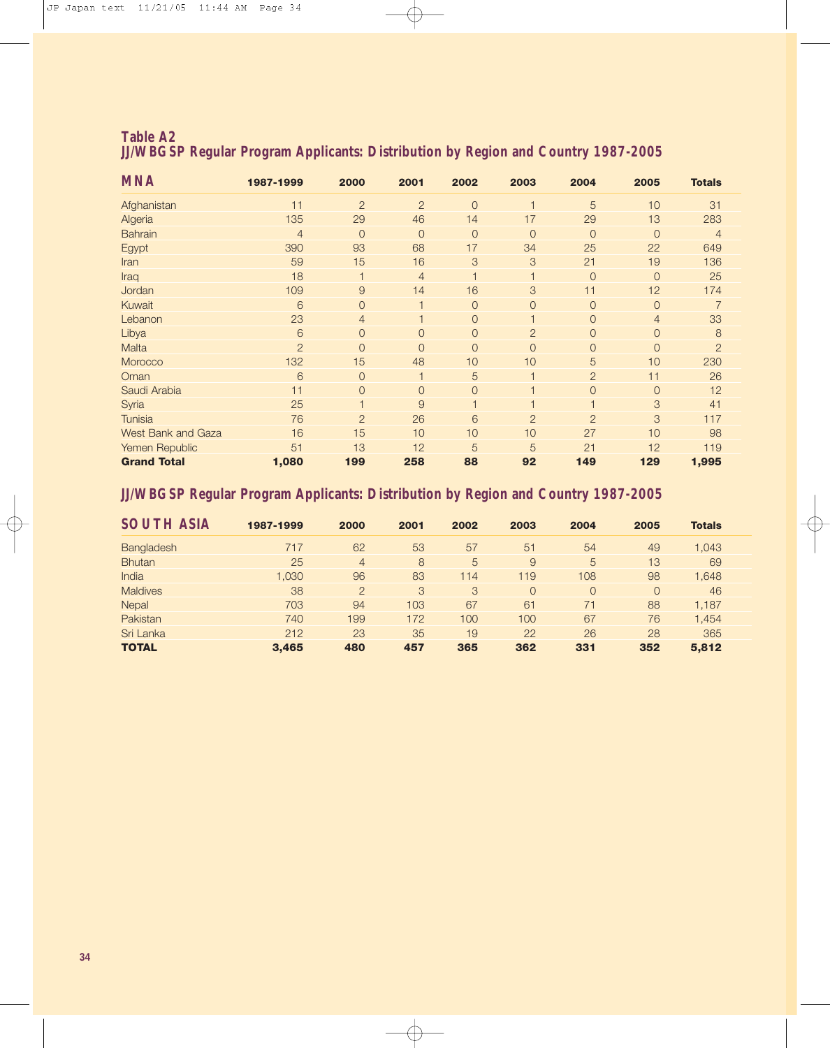## Table A2
## JJ/WBGSP Regular Program Applicants: Distribution by Region and Country 1987-2005

| MNA | 1987-1999 | 2000 | 2001 | 2002 | 2003 | 2004 | 2005 | Totals |
|---|---|---|---|---|---|---|---|---|
| Afghanistan | 11 | 2 | 2 | 0 | 1 | 5 | 10 | 31 |
| Algeria | 135 | 29 | 46 | 14 | 17 | 29 | 13 | 283 |
| Bahrain | 4 | 0 | 0 | 0 | 0 | 0 | 0 | 4 |
| Egypt | 390 | 93 | 68 | 17 | 34 | 25 | 22 | 649 |
| Iran | 59 | 15 | 16 | 3 | 3 | 21 | 19 | 136 |
| Iraq | 18 | 1 | 4 | 1 | 1 | 0 | 0 | 25 |
| Jordan | 109 | 9 | 14 | 16 | 3 | 11 | 12 | 174 |
| Kuwait | 6 | 0 | 1 | 0 | 0 | 0 | 0 | 7 |
| Lebanon | 23 | 4 | 1 | 0 | 1 | 0 | 4 | 33 |
| Libya | 6 | 0 | 0 | 0 | 2 | 0 | 0 | 8 |
| Malta | 2 | 0 | 0 | 0 | 0 | 0 | 0 | 2 |
| Morocco | 132 | 15 | 48 | 10 | 10 | 5 | 10 | 230 |
| Oman | 6 | 0 | 1 | 5 | 1 | 2 | 11 | 26 |
| Saudi Arabia | 11 | 0 | 0 | 0 | 1 | 0 | 0 | 12 |
| Syria | 25 | 1 | 9 | 1 | 1 | 1 | 3 | 41 |
| Tunisia | 76 | 2 | 26 | 6 | 2 | 2 | 3 | 117 |
| West Bank and Gaza | 16 | 15 | 10 | 10 | 10 | 27 | 10 | 98 |
| Yemen Republic | 51 | 13 | 12 | 5 | 5 | 21 | 12 | 119 |
| **Grand Total** | **1,080** | **199** | **258** | **88** | **92** | **149** | **129** | **1,995** |

## JJ/WBGSP Regular Program Applicants: Distribution by Region and Country 1987-2005

| SOUTH ASIA | 1987-1999 | 2000 | 2001 | 2002 | 2003 | 2004 | 2005 | Totals |
|---|---|---|---|---|---|---|---|---|
| Bangladesh | 717 | 62 | 53 | 57 | 51 | 54 | 49 | 1,043 |
| Bhutan | 25 | 4 | 8 | 5 | 9 | 5 | 13 | 69 |
| India | 1,030 | 96 | 83 | 114 | 119 | 108 | 98 | 1,648 |
| Maldives | 38 | 2 | 3 | 3 | 0 | 0 | 0 | 46 |
| Nepal | 703 | 94 | 103 | 67 | 61 | 71 | 88 | 1,187 |
| Pakistan | 740 | 199 | 172 | 100 | 100 | 67 | 76 | 1,454 |
| Sri Lanka | 212 | 23 | 35 | 19 | 22 | 26 | 28 | 365 |
| **TOTAL** | **3,465** | **480** | **457** | **365** | **362** | **331** | **352** | **5,812** |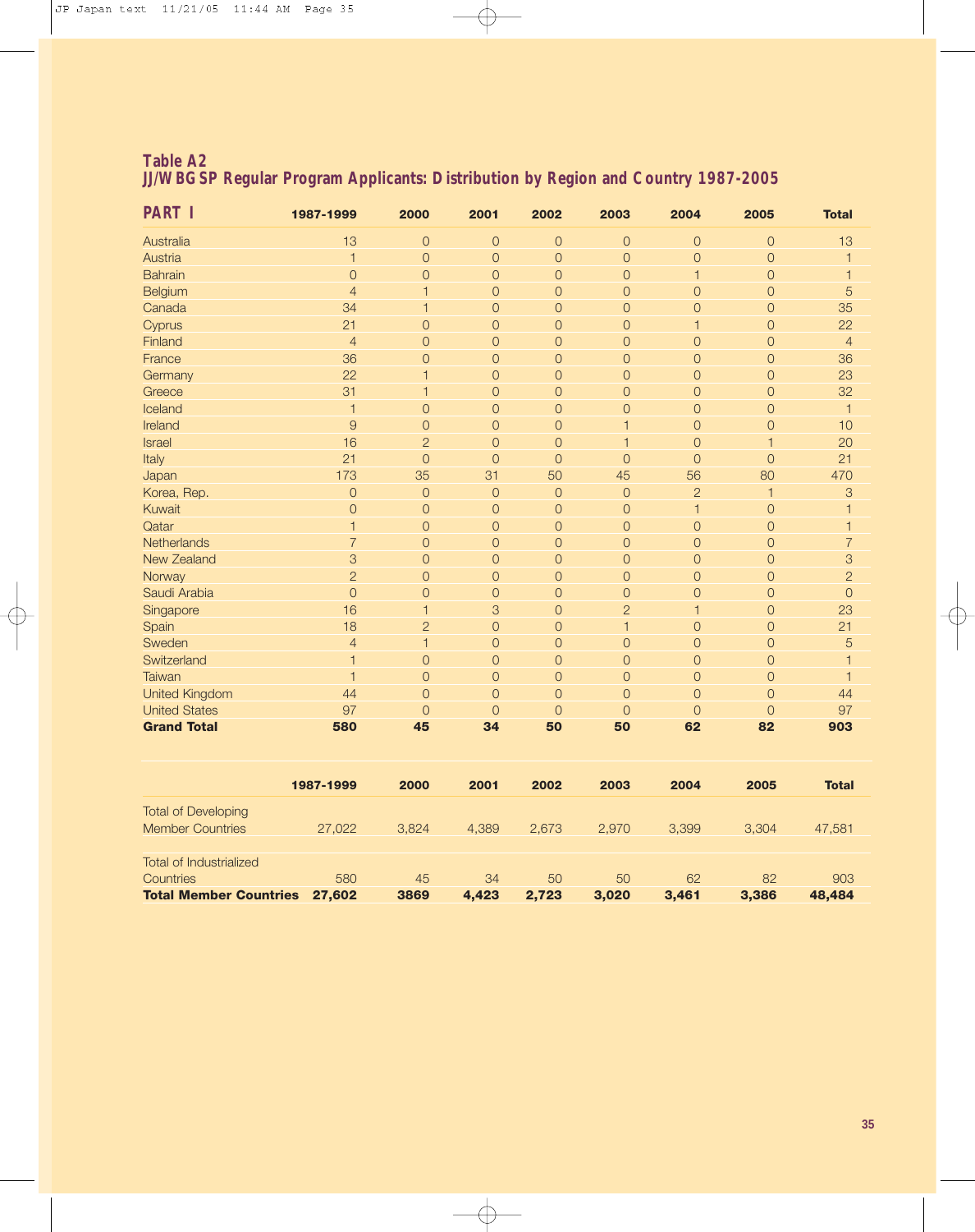**Table A2**
**JJ/WBGSP Regular Program Applicants: Distribution by Region and Country 1987-2005**

| PART I | 1987-1999 | 2000 | 2001 | 2002 | 2003 | 2004 | 2005 | Total |
|---|---|---|---|---|---|---|---|---|
| Australia | 13 | 0 | 0 | 0 | 0 | 0 | 0 | 13 |
| Austria | 1 | 0 | 0 | 0 | 0 | 0 | 0 | 1 |
| Bahrain | 0 | 0 | 0 | 0 | 0 | 1 | 0 | 1 |
| Belgium | 4 | 1 | 0 | 0 | 0 | 0 | 0 | 5 |
| Canada | 34 | 1 | 0 | 0 | 0 | 0 | 0 | 35 |
| Cyprus | 21 | 0 | 0 | 0 | 0 | 1 | 0 | 22 |
| Finland | 4 | 0 | 0 | 0 | 0 | 0 | 0 | 4 |
| France | 36 | 0 | 0 | 0 | 0 | 0 | 0 | 36 |
| Germany | 22 | 1 | 0 | 0 | 0 | 0 | 0 | 23 |
| Greece | 31 | 1 | 0 | 0 | 0 | 0 | 0 | 32 |
| Iceland | 1 | 0 | 0 | 0 | 0 | 0 | 0 | 1 |
| Ireland | 9 | 0 | 0 | 0 | 1 | 0 | 0 | 10 |
| Israel | 16 | 2 | 0 | 0 | 1 | 0 | 1 | 20 |
| Italy | 21 | 0 | 0 | 0 | 0 | 0 | 0 | 21 |
| Japan | 173 | 35 | 31 | 50 | 45 | 56 | 80 | 470 |
| Korea, Rep. | 0 | 0 | 0 | 0 | 0 | 2 | 1 | 3 |
| Kuwait | 0 | 0 | 0 | 0 | 0 | 1 | 0 | 1 |
| Qatar | 1 | 0 | 0 | 0 | 0 | 0 | 0 | 1 |
| Netherlands | 7 | 0 | 0 | 0 | 0 | 0 | 0 | 7 |
| New Zealand | 3 | 0 | 0 | 0 | 0 | 0 | 0 | 3 |
| Norway | 2 | 0 | 0 | 0 | 0 | 0 | 0 | 2 |
| Saudi Arabia | 0 | 0 | 0 | 0 | 0 | 0 | 0 | 0 |
| Singapore | 16 | 1 | 3 | 0 | 2 | 1 | 0 | 23 |
| Spain | 18 | 2 | 0 | 0 | 1 | 0 | 0 | 21 |
| Sweden | 4 | 1 | 0 | 0 | 0 | 0 | 0 | 5 |
| Switzerland | 1 | 0 | 0 | 0 | 0 | 0 | 0 | 1 |
| Taiwan | 1 | 0 | 0 | 0 | 0 | 0 | 0 | 1 |
| United Kingdom | 44 | 0 | 0 | 0 | 0 | 0 | 0 | 44 |
| United States | 97 | 0 | 0 | 0 | 0 | 0 | 0 | 97 |
| **Grand Total** | **580** | **45** | **34** | **50** | **50** | **62** | **82** | **903** |

| | 1987-1999 | 2000 | 2001 | 2002 | 2003 | 2004 | 2005 | Total |
|---|---|---|---|---|---|---|---|---|
| Total of Developing Member Countries | 27,022 | 3,824 | 4,389 | 2,673 | 2,970 | 3,399 | 3,304 | 47,581 |
| Total of Industrialized Countries | 580 | 45 | 34 | 50 | 50 | 62 | 82 | 903 |
| **Total Member Countries** | **27,602** | **3869** | **4,423** | **2,723** | **3,020** | **3,461** | **3,386** | **48,484** |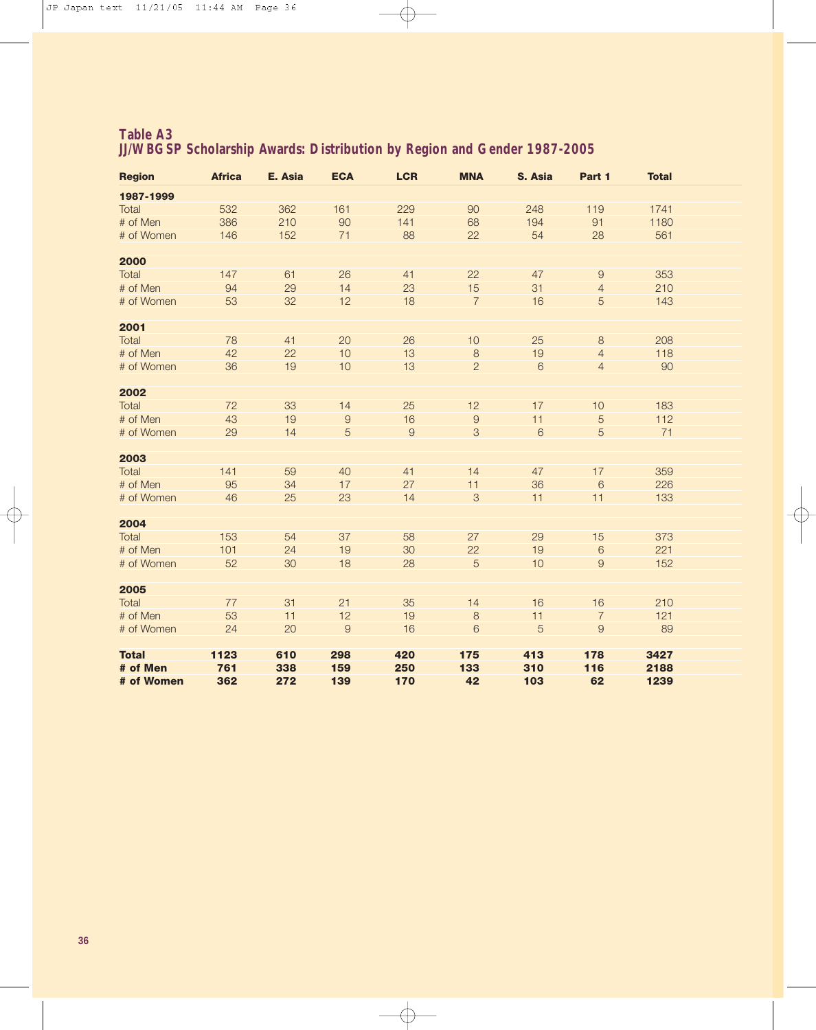**Table A3**
**JJ/WBGSP Scholarship Awards: Distribution by Region and Gender 1987-2005**

| Region | Africa | E. Asia | ECA | LCR | MNA | S. Asia | Part 1 | Total |
|---|---|---|---|---|---|---|---|---|
| **1987-1999** | | | | | | | | |
| Total | 532 | 362 | 161 | 229 | 90 | 248 | 119 | 1741 |
| # of Men | 386 | 210 | 90 | 141 | 68 | 194 | 91 | 1180 |
| # of Women | 146 | 152 | 71 | 88 | 22 | 54 | 28 | 561 |
| **2000** | | | | | | | | |
| Total | 147 | 61 | 26 | 41 | 22 | 47 | 9 | 353 |
| # of Men | 94 | 29 | 14 | 23 | 15 | 31 | 4 | 210 |
| # of Women | 53 | 32 | 12 | 18 | 7 | 16 | 5 | 143 |
| **2001** | | | | | | | | |
| Total | 78 | 41 | 20 | 26 | 10 | 25 | 8 | 208 |
| # of Men | 42 | 22 | 10 | 13 | 8 | 19 | 4 | 118 |
| # of Women | 36 | 19 | 10 | 13 | 2 | 6 | 4 | 90 |
| **2002** | | | | | | | | |
| Total | 72 | 33 | 14 | 25 | 12 | 17 | 10 | 183 |
| # of Men | 43 | 19 | 9 | 16 | 9 | 11 | 5 | 112 |
| # of Women | 29 | 14 | 5 | 9 | 3 | 6 | 5 | 71 |
| **2003** | | | | | | | | |
| Total | 141 | 59 | 40 | 41 | 14 | 47 | 17 | 359 |
| # of Men | 95 | 34 | 17 | 27 | 11 | 36 | 6 | 226 |
| # of Women | 46 | 25 | 23 | 14 | 3 | 11 | 11 | 133 |
| **2004** | | | | | | | | |
| Total | 153 | 54 | 37 | 58 | 27 | 29 | 15 | 373 |
| # of Men | 101 | 24 | 19 | 30 | 22 | 19 | 6 | 221 |
| # of Women | 52 | 30 | 18 | 28 | 5 | 10 | 9 | 152 |
| **2005** | | | | | | | | |
| Total | 77 | 31 | 21 | 35 | 14 | 16 | 16 | 210 |
| # of Men | 53 | 11 | 12 | 19 | 8 | 11 | 7 | 121 |
| # of Women | 24 | 20 | 9 | 16 | 6 | 5 | 9 | 89 |
| **Total** | **1123** | **610** | **298** | **420** | **175** | **413** | **178** | **3427** |
| **# of Men** | **761** | **338** | **159** | **250** | **133** | **310** | **116** | **2188** |
| **# of Women** | **362** | **272** | **139** | **170** | **42** | **103** | **62** | **1239** |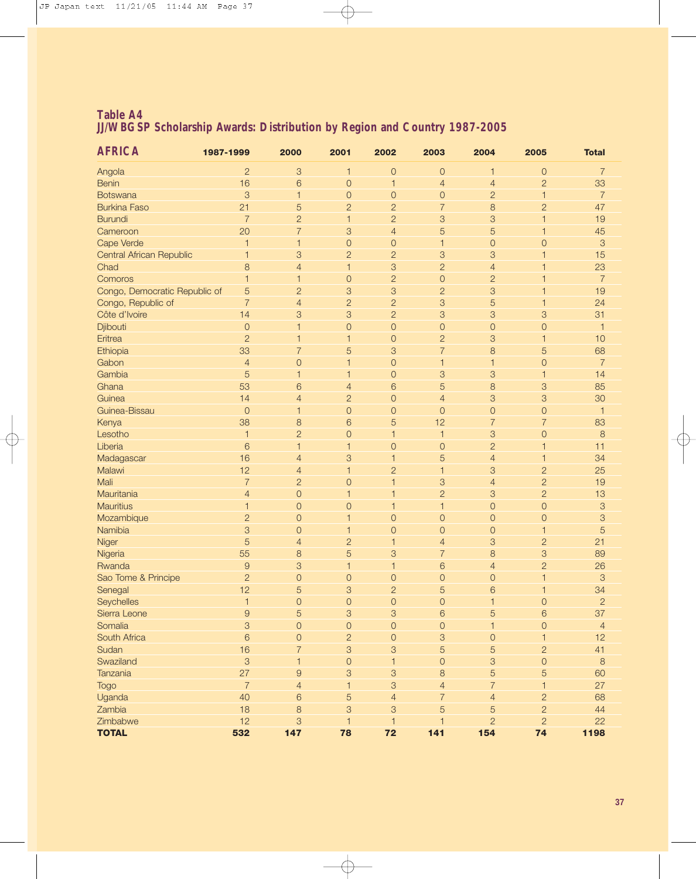**Table A4**
**JJ/WBGSP Scholarship Awards: Distribution by Region and Country 1987-2005**

| AFRICA | 1987-1999 | 2000 | 2001 | 2002 | 2003 | 2004 | 2005 | Total |
|---|---|---|---|---|---|---|---|---|
| Angola | 2 | 3 | 1 | 0 | 0 | 1 | 0 | 7 |
| Benin | 16 | 6 | 0 | 1 | 4 | 4 | 2 | 33 |
| Botswana | 3 | 1 | 0 | 0 | 0 | 2 | 1 | 7 |
| Burkina Faso | 21 | 5 | 2 | 2 | 7 | 8 | 2 | 47 |
| Burundi | 7 | 2 | 1 | 2 | 3 | 3 | 1 | 19 |
| Cameroon | 20 | 7 | 3 | 4 | 5 | 5 | 1 | 45 |
| Cape Verde | 1 | 1 | 0 | 0 | 1 | 0 | 0 | 3 |
| Central African Republic | 1 | 3 | 2 | 2 | 3 | 3 | 1 | 15 |
| Chad | 8 | 4 | 1 | 3 | 2 | 4 | 1 | 23 |
| Comoros | 1 | 1 | 0 | 2 | 0 | 2 | 1 | 7 |
| Congo, Democratic Republic of | 5 | 2 | 3 | 3 | 2 | 3 | 1 | 19 |
| Congo, Republic of | 7 | 4 | 2 | 2 | 3 | 5 | 1 | 24 |
| Côte d'Ivoire | 14 | 3 | 3 | 2 | 3 | 3 | 3 | 31 |
| Djibouti | 0 | 1 | 0 | 0 | 0 | 0 | 0 | 1 |
| Eritrea | 2 | 1 | 1 | 0 | 2 | 3 | 1 | 10 |
| Ethiopia | 33 | 7 | 5 | 3 | 7 | 8 | 5 | 68 |
| Gabon | 4 | 0 | 1 | 0 | 1 | 1 | 0 | 7 |
| Gambia | 5 | 1 | 1 | 0 | 3 | 3 | 1 | 14 |
| Ghana | 53 | 6 | 4 | 6 | 5 | 8 | 3 | 85 |
| Guinea | 14 | 4 | 2 | 0 | 4 | 3 | 3 | 30 |
| Guinea-Bissau | 0 | 1 | 0 | 0 | 0 | 0 | 0 | 1 |
| Kenya | 38 | 8 | 6 | 5 | 12 | 7 | 7 | 83 |
| Lesotho | 1 | 2 | 0 | 1 | 1 | 3 | 0 | 8 |
| Liberia | 6 | 1 | 1 | 0 | 0 | 2 | 1 | 11 |
| Madagascar | 16 | 4 | 3 | 1 | 5 | 4 | 1 | 34 |
| Malawi | 12 | 4 | 1 | 2 | 1 | 3 | 2 | 25 |
| Mali | 7 | 2 | 0 | 1 | 3 | 4 | 2 | 19 |
| Mauritania | 4 | 0 | 1 | 1 | 2 | 3 | 2 | 13 |
| Mauritius | 1 | 0 | 0 | 1 | 1 | 0 | 0 | 3 |
| Mozambique | 2 | 0 | 1 | 0 | 0 | 0 | 0 | 3 |
| Namibia | 3 | 0 | 1 | 0 | 0 | 0 | 1 | 5 |
| Niger | 5 | 4 | 2 | 1 | 4 | 3 | 2 | 21 |
| Nigeria | 55 | 8 | 5 | 3 | 7 | 8 | 3 | 89 |
| Rwanda | 9 | 3 | 1 | 1 | 6 | 4 | 2 | 26 |
| Sao Tome & Principe | 2 | 0 | 0 | 0 | 0 | 0 | 1 | 3 |
| Senegal | 12 | 5 | 3 | 2 | 5 | 6 | 1 | 34 |
| Seychelles | 1 | 0 | 0 | 0 | 0 | 1 | 0 | 2 |
| Sierra Leone | 9 | 5 | 3 | 3 | 6 | 5 | 6 | 37 |
| Somalia | 3 | 0 | 0 | 0 | 0 | 1 | 0 | 4 |
| South Africa | 6 | 0 | 2 | 0 | 3 | 0 | 1 | 12 |
| Sudan | 16 | 7 | 3 | 3 | 5 | 5 | 2 | 41 |
| Swaziland | 3 | 1 | 0 | 1 | 0 | 3 | 0 | 8 |
| Tanzania | 27 | 9 | 3 | 3 | 8 | 5 | 5 | 60 |
| Togo | 7 | 4 | 1 | 3 | 4 | 7 | 1 | 27 |
| Uganda | 40 | 6 | 5 | 4 | 7 | 4 | 2 | 68 |
| Zambia | 18 | 8 | 3 | 3 | 5 | 5 | 2 | 44 |
| Zimbabwe | 12 | 3 | 1 | 1 | 1 | 2 | 2 | 22 |
| **TOTAL** | **532** | **147** | **78** | **72** | **141** | **154** | **74** | **1198** |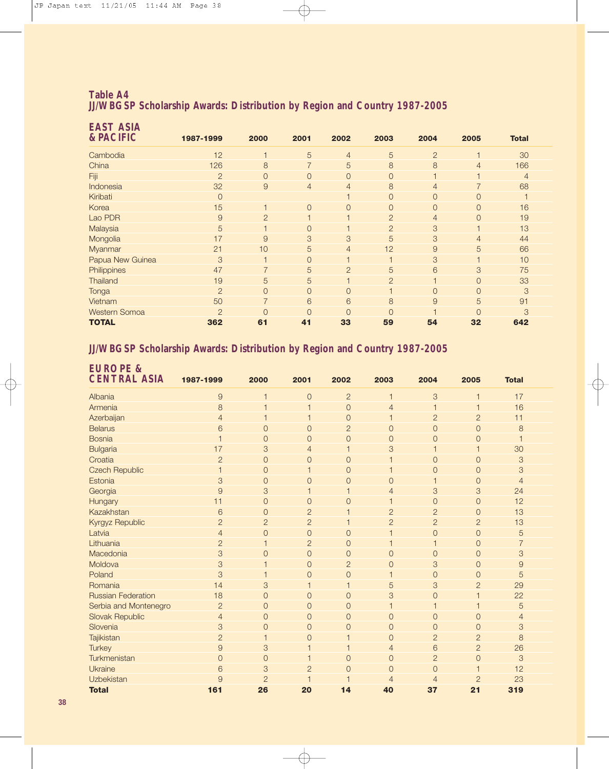## Table A4
## JJ/WBGSP Scholarship Awards: Distribution by Region and Country 1987-2005

| EAST ASIA & PACIFIC | 1987-1999 | 2000 | 2001 | 2002 | 2003 | 2004 | 2005 | Total |
|---|---|---|---|---|---|---|---|---|
| Cambodia | 12 | 1 | 5 | 4 | 5 | 2 | 1 | 30 |
| China | 126 | 8 | 7 | 5 | 8 | 8 | 4 | 166 |
| Fiji | 2 | 0 | 0 | 0 | 0 | 1 | 1 | 4 |
| Indonesia | 32 | 9 | 4 | 4 | 8 | 4 | 7 | 68 |
| Kiribati | 0 | | | 1 | 0 | 0 | 0 | 1 |
| Korea | 15 | 1 | 0 | 0 | 0 | 0 | 0 | 16 |
| Lao PDR | 9 | 2 | 1 | 1 | 2 | 4 | 0 | 19 |
| Malaysia | 5 | 1 | 0 | 1 | 2 | 3 | 1 | 13 |
| Mongolia | 17 | 9 | 3 | 3 | 5 | 3 | 4 | 44 |
| Myanmar | 21 | 10 | 5 | 4 | 12 | 9 | 5 | 66 |
| Papua New Guinea | 3 | 1 | 0 | 1 | 1 | 3 | 1 | 10 |
| Philippines | 47 | 7 | 5 | 2 | 5 | 6 | 3 | 75 |
| Thailand | 19 | 5 | 5 | 1 | 2 | 1 | 0 | 33 |
| Tonga | 2 | 0 | 0 | 0 | 1 | 0 | 0 | 3 |
| Vietnam | 50 | 7 | 6 | 6 | 8 | 9 | 5 | 91 |
| Western Somoa | 2 | 0 | 0 | 0 | 0 | 1 | 0 | 3 |
| **TOTAL** | **362** | **61** | **41** | **33** | **59** | **54** | **32** | **642** |

## JJ/WBGSP Scholarship Awards: Distribution by Region and Country 1987-2005

| EUROPE & CENTRAL ASIA | 1987-1999 | 2000 | 2001 | 2002 | 2003 | 2004 | 2005 | Total |
|---|---|---|---|---|---|---|---|---|
| Albania | 9 | 1 | 0 | 2 | 1 | 3 | 1 | 17 |
| Armenia | 8 | 1 | 1 | 0 | 4 | 1 | 1 | 16 |
| Azerbaijan | 4 | 1 | 1 | 0 | 1 | 2 | 2 | 11 |
| Belarus | 6 | 0 | 0 | 2 | 0 | 0 | 0 | 8 |
| Bosnia | 1 | 0 | 0 | 0 | 0 | 0 | 0 | 1 |
| Bulgaria | 17 | 3 | 4 | 1 | 3 | 1 | 1 | 30 |
| Croatia | 2 | 0 | 0 | 0 | 1 | 0 | 0 | 3 |
| Czech Republic | 1 | 0 | 1 | 0 | 1 | 0 | 0 | 3 |
| Estonia | 3 | 0 | 0 | 0 | 0 | 1 | 0 | 4 |
| Georgia | 9 | 3 | 1 | 1 | 4 | 3 | 3 | 24 |
| Hungary | 11 | 0 | 0 | 0 | 1 | 0 | 0 | 12 |
| Kazakhstan | 6 | 0 | 2 | 1 | 2 | 2 | 0 | 13 |
| Kyrgyz Republic | 2 | 2 | 2 | 1 | 2 | 2 | 2 | 13 |
| Latvia | 4 | 0 | 0 | 0 | 1 | 0 | 0 | 5 |
| Lithuania | 2 | 1 | 2 | 0 | 1 | 1 | 0 | 7 |
| Macedonia | 3 | 0 | 0 | 0 | 0 | 0 | 0 | 3 |
| Moldova | 3 | 1 | 0 | 2 | 0 | 3 | 0 | 9 |
| Poland | 3 | 1 | 0 | 0 | 1 | 0 | 0 | 5 |
| Romania | 14 | 3 | 1 | 1 | 5 | 3 | 2 | 29 |
| Russian Federation | 18 | 0 | 0 | 0 | 3 | 0 | 1 | 22 |
| Serbia and Montenegro | 2 | 0 | 0 | 0 | 1 | 1 | 1 | 5 |
| Slovak Republic | 4 | 0 | 0 | 0 | 0 | 0 | 0 | 4 |
| Slovenia | 3 | 0 | 0 | 0 | 0 | 0 | 0 | 3 |
| Tajikistan | 2 | 1 | 0 | 1 | 0 | 2 | 2 | 8 |
| Turkey | 9 | 3 | 1 | 1 | 4 | 6 | 2 | 26 |
| Turkmenistan | 0 | 0 | 1 | 0 | 0 | 2 | 0 | 3 |
| Ukraine | 6 | 3 | 2 | 0 | 0 | 0 | 1 | 12 |
| Uzbekistan | 9 | 2 | 1 | 1 | 4 | 4 | 2 | 23 |
| **Total** | **161** | **26** | **20** | **14** | **40** | **37** | **21** | **319** |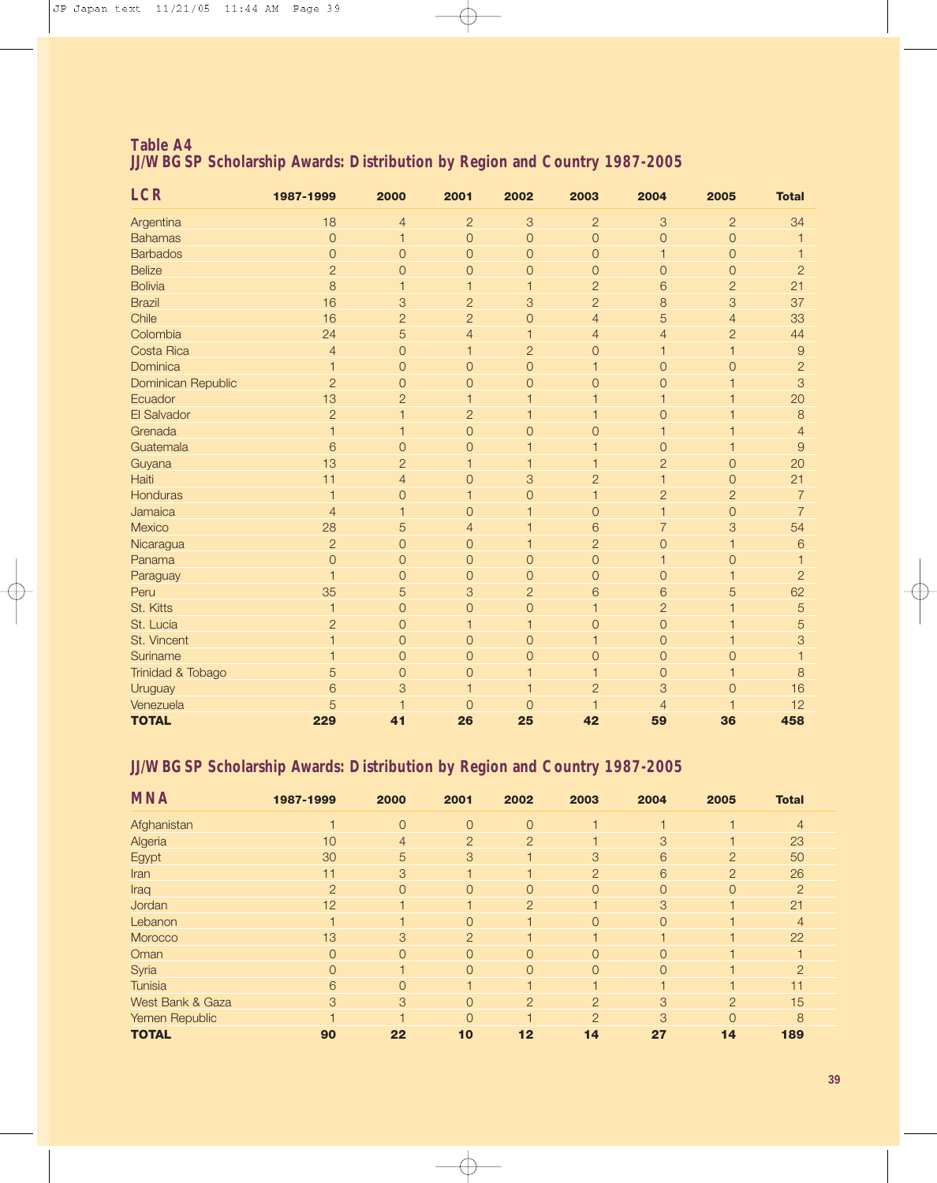## Table A4

## JJ/WBGSP Scholarship Awards: Distribution by Region and Country 1987-2005

| LCR | 1987-1999 | 2000 | 2001 | 2002 | 2003 | 2004 | 2005 | Total |
|---|---|---|---|---|---|---|---|---|
| Argentina | 18 | 4 | 2 | 3 | 2 | 3 | 2 | 34 |
| Bahamas | 0 | 1 | 0 | 0 | 0 | 0 | 0 | 1 |
| Barbados | 0 | 0 | 0 | 0 | 0 | 1 | 0 | 1 |
| Belize | 2 | 0 | 0 | 0 | 0 | 0 | 0 | 2 |
| Bolivia | 8 | 1 | 1 | 1 | 2 | 6 | 2 | 21 |
| Brazil | 16 | 3 | 2 | 3 | 2 | 8 | 3 | 37 |
| Chile | 16 | 2 | 2 | 0 | 4 | 5 | 4 | 33 |
| Colombia | 24 | 5 | 4 | 1 | 4 | 4 | 2 | 44 |
| Costa Rica | 4 | 0 | 1 | 2 | 0 | 1 | 1 | 9 |
| Dominica | 1 | 0 | 0 | 0 | 1 | 0 | 0 | 2 |
| Dominican Republic | 2 | 0 | 0 | 0 | 0 | 0 | 1 | 3 |
| Ecuador | 13 | 2 | 1 | 1 | 1 | 1 | 1 | 20 |
| El Salvador | 2 | 1 | 2 | 1 | 1 | 0 | 1 | 8 |
| Grenada | 1 | 1 | 0 | 0 | 0 | 1 | 1 | 4 |
| Guatemala | 6 | 0 | 0 | 1 | 1 | 0 | 1 | 9 |
| Guyana | 13 | 2 | 1 | 1 | 1 | 2 | 0 | 20 |
| Haiti | 11 | 4 | 0 | 3 | 2 | 1 | 0 | 21 |
| Honduras | 1 | 0 | 1 | 0 | 1 | 2 | 2 | 7 |
| Jamaica | 4 | 1 | 0 | 1 | 0 | 1 | 0 | 7 |
| Mexico | 28 | 5 | 4 | 1 | 6 | 7 | 3 | 54 |
| Nicaragua | 2 | 0 | 0 | 1 | 2 | 0 | 1 | 6 |
| Panama | 0 | 0 | 0 | 0 | 0 | 1 | 0 | 1 |
| Paraguay | 1 | 0 | 0 | 0 | 0 | 0 | 1 | 2 |
| Peru | 35 | 5 | 3 | 2 | 6 | 6 | 5 | 62 |
| St. Kitts | 1 | 0 | 0 | 0 | 1 | 2 | 1 | 5 |
| St. Lucia | 2 | 0 | 1 | 1 | 0 | 0 | 1 | 5 |
| St. Vincent | 1 | 0 | 0 | 0 | 1 | 0 | 1 | 3 |
| Suriname | 1 | 0 | 0 | 0 | 0 | 0 | 0 | 1 |
| Trinidad & Tobago | 5 | 0 | 0 | 1 | 1 | 0 | 1 | 8 |
| Uruguay | 6 | 3 | 1 | 1 | 2 | 3 | 0 | 16 |
| Venezuela | 5 | 1 | 0 | 0 | 1 | 4 | 1 | 12 |
| **TOTAL** | **229** | **41** | **26** | **25** | **42** | **59** | **36** | **458** |

## JJ/WBGSP Scholarship Awards: Distribution by Region and Country 1987-2005

| MNA | 1987-1999 | 2000 | 2001 | 2002 | 2003 | 2004 | 2005 | Total |
|---|---|---|---|---|---|---|---|---|
| Afghanistan | 1 | 0 | 0 | 0 | 1 | 1 | 1 | 4 |
| Algeria | 10 | 4 | 2 | 2 | 1 | 3 | 1 | 23 |
| Egypt | 30 | 5 | 3 | 1 | 3 | 6 | 2 | 50 |
| Iran | 11 | 3 | 1 | 1 | 2 | 6 | 2 | 26 |
| Iraq | 2 | 0 | 0 | 0 | 0 | 0 | 0 | 2 |
| Jordan | 12 | 1 | 1 | 2 | 1 | 3 | 1 | 21 |
| Lebanon | 1 | 1 | 0 | 1 | 0 | 0 | 1 | 4 |
| Morocco | 13 | 3 | 2 | 1 | 1 | 1 | 1 | 22 |
| Oman | 0 | 0 | 0 | 0 | 0 | 0 | 1 | 1 |
| Syria | 0 | 1 | 0 | 0 | 0 | 0 | 1 | 2 |
| Tunisia | 6 | 0 | 1 | 1 | 1 | 1 | 1 | 11 |
| West Bank & Gaza | 3 | 3 | 0 | 2 | 2 | 3 | 2 | 15 |
| Yemen Republic | 1 | 1 | 0 | 1 | 2 | 3 | 0 | 8 |
| **TOTAL** | **90** | **22** | **10** | **12** | **14** | **27** | **14** | **189** |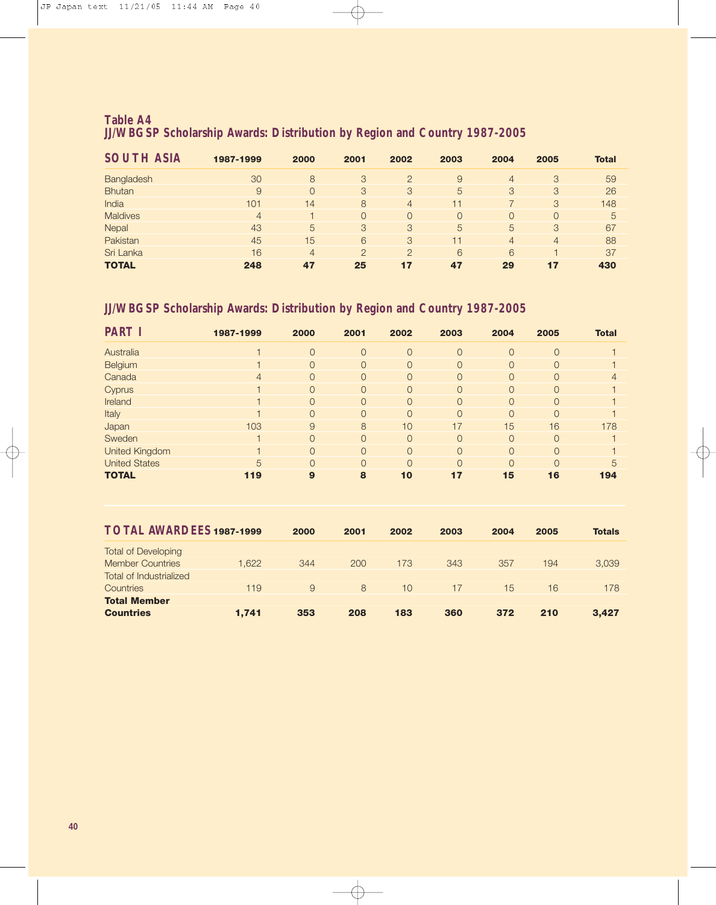## Table A4
## JJ/WBGSP Scholarship Awards: Distribution by Region and Country 1987-2005

| SOUTH ASIA | 1987-1999 | 2000 | 2001 | 2002 | 2003 | 2004 | 2005 | Total |
|---|---|---|---|---|---|---|---|---|
| Bangladesh | 30 | 8 | 3 | 2 | 9 | 4 | 3 | 59 |
| Bhutan | 9 | 0 | 3 | 3 | 5 | 3 | 3 | 26 |
| India | 101 | 14 | 8 | 4 | 11 | 7 | 3 | 148 |
| Maldives | 4 | 1 | 0 | 0 | 0 | 0 | 0 | 5 |
| Nepal | 43 | 5 | 3 | 3 | 5 | 5 | 3 | 67 |
| Pakistan | 45 | 15 | 6 | 3 | 11 | 4 | 4 | 88 |
| Sri Lanka | 16 | 4 | 2 | 2 | 6 | 6 | 1 | 37 |
| **TOTAL** | **248** | **47** | **25** | **17** | **47** | **29** | **17** | **430** |

## JJ/WBGSP Scholarship Awards: Distribution by Region and Country 1987-2005

| PART I | 1987-1999 | 2000 | 2001 | 2002 | 2003 | 2004 | 2005 | Total |
|---|---|---|---|---|---|---|---|---|
| Australia | 1 | 0 | 0 | 0 | 0 | 0 | 0 | 1 |
| Belgium | 1 | 0 | 0 | 0 | 0 | 0 | 0 | 1 |
| Canada | 4 | 0 | 0 | 0 | 0 | 0 | 0 | 4 |
| Cyprus | 1 | 0 | 0 | 0 | 0 | 0 | 0 | 1 |
| Ireland | 1 | 0 | 0 | 0 | 0 | 0 | 0 | 1 |
| Italy | 1 | 0 | 0 | 0 | 0 | 0 | 0 | 1 |
| Japan | 103 | 9 | 8 | 10 | 17 | 15 | 16 | 178 |
| Sweden | 1 | 0 | 0 | 0 | 0 | 0 | 0 | 1 |
| United Kingdom | 1 | 0 | 0 | 0 | 0 | 0 | 0 | 1 |
| United States | 5 | 0 | 0 | 0 | 0 | 0 | 0 | 5 |
| **TOTAL** | **119** | **9** | **8** | **10** | **17** | **15** | **16** | **194** |

| TOTAL AWARDEES | 1987-1999 | 2000 | 2001 | 2002 | 2003 | 2004 | 2005 | Totals |
|---|---|---|---|---|---|---|---|---|
| Total of Developing Member Countries | 1,622 | 344 | 200 | 173 | 343 | 357 | 194 | 3,039 |
| Total of Industrialized Countries | 119 | 9 | 8 | 10 | 17 | 15 | 16 | 178 |
| **Total Member Countries** | **1,741** | **353** | **208** | **183** | **360** | **372** | **210** | **3,427** |